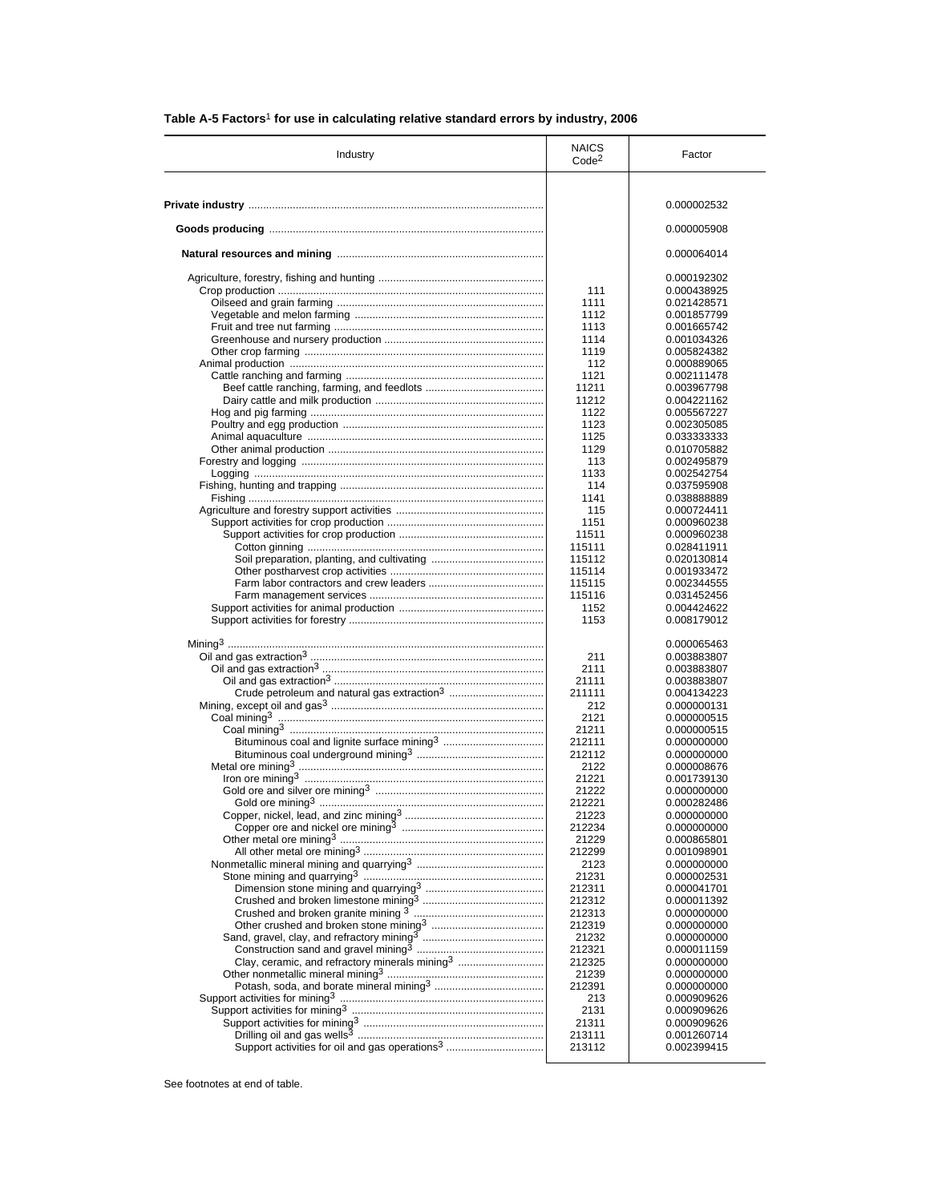**Table A-5 Factors[1] for use in calculating relative standard errors by industry, 2006**

| Industry | NAICS Code[2] | Factor |
|---|---|---|
| **Private industry** | | 0.000002532 |
| **Goods producing** | | 0.000005908 |
| **Natural resources and mining** | | 0.000064014 |
| Agriculture, forestry, fishing and hunting | | 0.000192302 |
| Crop production | 111 | 0.000438925 |
| Oilseed and grain farming | 1111 | 0.021428571 |
| Vegetable and melon farming | 1112 | 0.001857799 |
| Fruit and tree nut farming | 1113 | 0.001665742 |
| Greenhouse and nursery production | 1114 | 0.001034326 |
| Other crop farming | 1119 | 0.005824382 |
| Animal production | 112 | 0.000889065 |
| Cattle ranching and farming | 1121 | 0.002111478 |
| Beef cattle ranching, farming, and feedlots | 11211 | 0.003967798 |
| Dairy cattle and milk production | 11212 | 0.004221162 |
| Hog and pig farming | 1122 | 0.005567227 |
| Poultry and egg production | 1123 | 0.002305085 |
| Animal aquaculture | 1125 | 0.033333333 |
| Other animal production | 1129 | 0.010705882 |
| Forestry and logging | 113 | 0.002495879 |
| Logging | 1133 | 0.002542754 |
| Fishing, hunting and trapping | 114 | 0.037595908 |
| Fishing | 1141 | 0.038888889 |
| Agriculture and forestry support activities | 115 | 0.000724411 |
| Support activities for crop production | 1151 | 0.000960238 |
| Support activities for crop production | 11511 | 0.000960238 |
| Cotton ginning | 115111 | 0.028411911 |
| Soil preparation, planting, and cultivating | 115112 | 0.020130814 |
| Other postharvest crop activities | 115114 | 0.001933472 |
| Farm labor contractors and crew leaders | 115115 | 0.002344555 |
| Farm management services | 115116 | 0.031452456 |
| Support activities for animal production | 1152 | 0.004424622 |
| Support activities for forestry | 1153 | 0.008179012 |
| Mining[3] | | 0.000065463 |
| Oil and gas extraction[3] | 211 | 0.003883807 |
| Oil and gas extraction[3] | 2111 | 0.003883807 |
| Oil and gas extraction[3] | 21111 | 0.003883807 |
| Crude petroleum and natural gas extraction[3] | 211111 | 0.004134223 |
| Mining, except oil and gas[3] | 212 | 0.000000131 |
| Coal mining[3] | 2121 | 0.000000515 |
| Coal mining[3] | 21211 | 0.000000515 |
| Bituminous coal and lignite surface mining[3] | 212111 | 0.000000000 |
| Bituminous coal underground mining[3] | 212112 | 0.000000000 |
| Metal ore mining[3] | 2122 | 0.000008676 |
| Iron ore mining[3] | 21221 | 0.001739130 |
| Gold ore and silver ore mining[3] | 21222 | 0.000000000 |
| Gold ore mining[3] | 212221 | 0.000282486 |
| Copper, nickel, lead, and zinc mining[3] | 21223 | 0.000000000 |
| Copper ore and nickel ore mining[3] | 212234 | 0.000000000 |
| Other metal ore mining[3] | 21229 | 0.000865801 |
| All other metal ore mining[3] | 212299 | 0.001098901 |
| Nonmetallic mineral mining and quarrying[3] | 2123 | 0.000000000 |
| Stone mining and quarrying[3] | 21231 | 0.000002531 |
| Dimension stone mining and quarrying[3] | 212311 | 0.000041701 |
| Crushed and broken limestone mining[3] | 212312 | 0.000011392 |
| Crushed and broken granite mining [3] | 212313 | 0.000000000 |
| Other crushed and broken stone mining[3] | 212319 | 0.000000000 |
| Sand, gravel, clay, and refractory mining[3] | 21232 | 0.000000000 |
| Construction sand and gravel mining[3] | 212321 | 0.000011159 |
| Clay, ceramic, and refractory minerals mining[3] | 212325 | 0.000000000 |
| Other nonmetallic mineral mining[3] | 21239 | 0.000000000 |
| Potash, soda, and borate mineral mining[3] | 212391 | 0.000000000 |
| Support activities for mining[3] | 213 | 0.000909626 |
| Support activities for mining[3] | 2131 | 0.000909626 |
| Support activities for mining[3] | 21311 | 0.000909626 |
| Drilling oil and gas wells[3] | 213111 | 0.001260714 |
| Support activities for oil and gas operations[3] | 213112 | 0.002399415 |

See footnotes at end of table.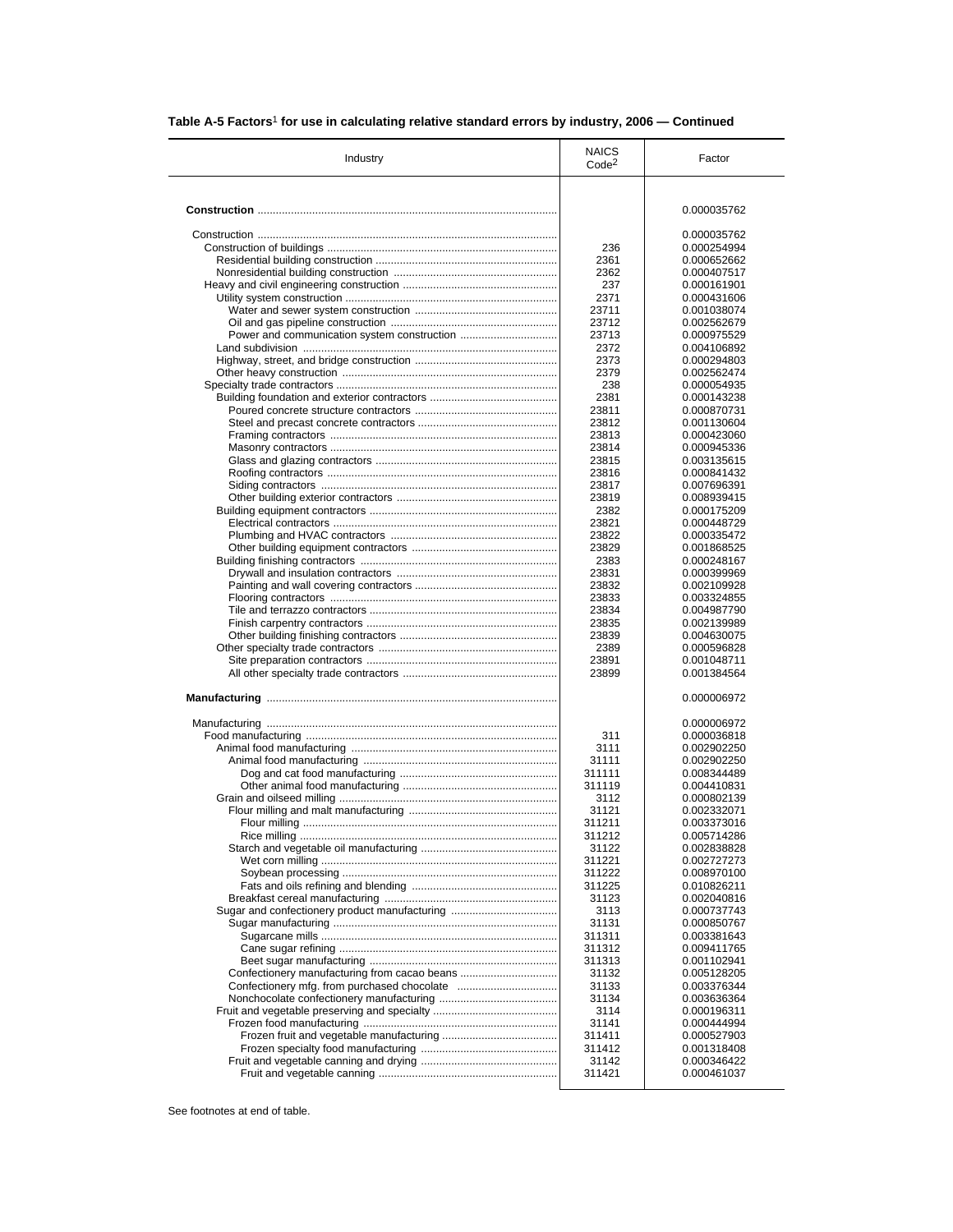**Table A-5 Factors[1] for use in calculating relative standard errors by industry, 2006 — Continued**

| Industry | NAICS Code[2] | Factor |
|---|---|---|
| **Construction** | | 0.000035762 |
| Construction | | 0.000035762 |
| Construction of buildings | 236 | 0.000254994 |
| Residential building construction | 2361 | 0.000652662 |
| Nonresidential building construction | 2362 | 0.000407517 |
| Heavy and civil engineering construction | 237 | 0.000161901 |
| Utility system construction | 2371 | 0.000431606 |
| Water and sewer system construction | 23711 | 0.001038074 |
| Oil and gas pipeline construction | 23712 | 0.002562679 |
| Power and communication system construction | 23713 | 0.000975529 |
| Land subdivision | 2372 | 0.004106892 |
| Highway, street, and bridge construction | 2373 | 0.000294803 |
| Other heavy construction | 2379 | 0.002562474 |
| Specialty trade contractors | 238 | 0.000054935 |
| Building foundation and exterior contractors | 2381 | 0.000143238 |
| Poured concrete structure contractors | 23811 | 0.000870731 |
| Steel and precast concrete contractors | 23812 | 0.001130604 |
| Framing contractors | 23813 | 0.000423060 |
| Masonry contractors | 23814 | 0.000945336 |
| Glass and glazing contractors | 23815 | 0.003135615 |
| Roofing contractors | 23816 | 0.000841432 |
| Siding contractors | 23817 | 0.007696391 |
| Other building exterior contractors | 23819 | 0.008939415 |
| Building equipment contractors | 2382 | 0.000175209 |
| Electrical contractors | 23821 | 0.000448729 |
| Plumbing and HVAC contractors | 23822 | 0.000335472 |
| Other building equipment contractors | 23829 | 0.001868525 |
| Building finishing contractors | 2383 | 0.000248167 |
| Drywall and insulation contractors | 23831 | 0.000399969 |
| Painting and wall covering contractors | 23832 | 0.002109928 |
| Flooring contractors | 23833 | 0.003324855 |
| Tile and terrazzo contractors | 23834 | 0.004987790 |
| Finish carpentry contractors | 23835 | 0.002139989 |
| Other building finishing contractors | 23839 | 0.004630075 |
| Other specialty trade contractors | 2389 | 0.000596828 |
| Site preparation contractors | 23891 | 0.001048711 |
| All other specialty trade contractors | 23899 | 0.001384564 |
| **Manufacturing** | | 0.000006972 |
| Manufacturing | | 0.000006972 |
| Food manufacturing | 311 | 0.000036818 |
| Animal food manufacturing | 3111 | 0.002902250 |
| Animal food manufacturing | 31111 | 0.002902250 |
| Dog and cat food manufacturing | 311111 | 0.008344489 |
| Other animal food manufacturing | 311119 | 0.004410831 |
| Grain and oilseed milling | 3112 | 0.000802139 |
| Flour milling and malt manufacturing | 31121 | 0.002332071 |
| Flour milling | 311211 | 0.003373016 |
| Rice milling | 311212 | 0.005714286 |
| Starch and vegetable oil manufacturing | 31122 | 0.002838828 |
| Wet corn milling | 311221 | 0.002727273 |
| Soybean processing | 311222 | 0.008970100 |
| Fats and oils refining and blending | 311225 | 0.010826211 |
| Breakfast cereal manufacturing | 31123 | 0.002040816 |
| Sugar and confectionery product manufacturing | 3113 | 0.000737743 |
| Sugar manufacturing | 31131 | 0.000850767 |
| Sugarcane mills | 311311 | 0.003381643 |
| Cane sugar refining | 311312 | 0.009411765 |
| Beet sugar manufacturing | 311313 | 0.001102941 |
| Confectionery manufacturing from cacao beans | 31132 | 0.005128205 |
| Confectionery mfg. from purchased chocolate | 31133 | 0.003376344 |
| Nonchocolate confectionery manufacturing | 31134 | 0.003636364 |
| Fruit and vegetable preserving and specialty | 3114 | 0.000196311 |
| Frozen food manufacturing | 31141 | 0.000444994 |
| Frozen fruit and vegetable manufacturing | 311411 | 0.000527903 |
| Frozen specialty food manufacturing | 311412 | 0.001318408 |
| Fruit and vegetable canning and drying | 31142 | 0.000346422 |
| Fruit and vegetable canning | 311421 | 0.000461037 |

See footnotes at end of table.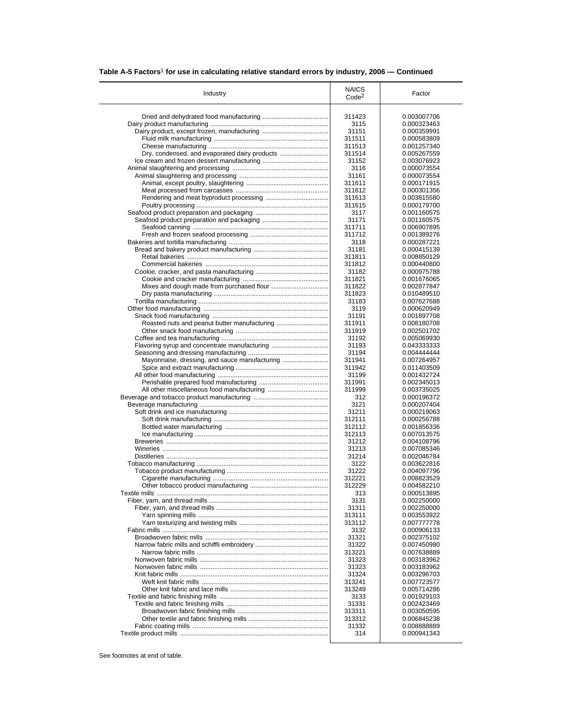**Table A-5 Factors[1] for use in calculating relative standard errors by industry, 2006 — Continued**

| Industry | NAICS Code[2] | Factor |
|---|---|---|
| Dried and dehydrated food manufacturing | 311423 | 0.003007706 |
| Dairy product manufacturing | 3115 | 0.000323463 |
| Dairy product, except frozen, manufacturing | 31151 | 0.000359991 |
| Fluid milk manufacturing | 311511 | 0.000583809 |
| Cheese manufacturing | 311513 | 0.001257340 |
| Dry, condensed, and evaporated dairy products | 311514 | 0.005267559 |
| Ice cream and frozen dessert manufacturing | 31152 | 0.003076923 |
| Animal slaughtering and processing | 3116 | 0.000073554 |
| Animal slaughtering and processing | 31161 | 0.000073554 |
| Animal, except poultry, slaughtering | 311611 | 0.000171915 |
| Meat processed from carcasses | 311612 | 0.000301356 |
| Rendering and meat byproduct processing | 311613 | 0.003815580 |
| Poultry processing | 311615 | 0.000179700 |
| Seafood product preparation and packaging | 3117 | 0.001160575 |
| Seafood product preparation and packaging | 31171 | 0.001160575 |
| Seafood canning | 311711 | 0.006907895 |
| Fresh and frozen seafood processing | 311712 | 0.001389276 |
| Bakeries and tortilla manufacturing | 3118 | 0.000287221 |
| Bread and bakery product manufacturing | 31181 | 0.000415139 |
| Retail bakeries | 311811 | 0.008850129 |
| Commercial bakeries | 311812 | 0.000440800 |
| Cookie, cracker, and pasta manufacturing | 31182 | 0.000975788 |
| Cookie and cracker manufacturing | 311821 | 0.001676065 |
| Mixes and dough made from purchased flour | 311822 | 0.002877847 |
| Dry pasta manufacturing | 311823 | 0.010489510 |
| Tortilla manufacturing | 31183 | 0.007627688 |
| Other food manufacturing | 3119 | 0.000620949 |
| Snack food manufacturing | 31191 | 0.001897708 |
| Roasted nuts and peanut butter manufacturing | 311911 | 0.008180708 |
| Other snack food manufacturing | 311919 | 0.002501702 |
| Coffee and tea manufacturing | 31192 | 0.005069930 |
| Flavoring syrup and concentrate manufacturing | 31193 | 0.043333333 |
| Seasoning and dressing manufacturing | 31194 | 0.004444444 |
| Mayonnaise, dressing, and sauce manufacturing | 311941 | 0.007264957 |
| Spice and extract manufacturing | 311942 | 0.011403509 |
| All other food manufacturing | 31199 | 0.001432724 |
| Perishable prepared food manufacturing | 311991 | 0.002345013 |
| All other miscellaneous food manufacturing | 311999 | 0.003735025 |
| Beverage and tobacco product manufacturing | 312 | 0.000196372 |
| Beverage manufacturing | 3121 | 0.000207404 |
| Soft drink and ice manufacturing | 31211 | 0.000219063 |
| Soft drink manufacturing | 312111 | 0.000256788 |
| Bottled water manufacturing | 312112 | 0.001856336 |
| Ice manufacturing | 312113 | 0.007013575 |
| Breweries | 31212 | 0.004108796 |
| Wineries | 31213 | 0.007085346 |
| Distilleries | 31214 | 0.002046784 |
| Tobacco manufacturing | 3122 | 0.003622816 |
| Tobacco product manufacturing | 31222 | 0.004097796 |
| Cigarette manufacturing | 312221 | 0.008823529 |
| Other tobacco product manufacturing | 312229 | 0.004582210 |
| Textile mills | 313 | 0.000513895 |
| Fiber, yarn, and thread mills | 3131 | 0.002250000 |
| Fiber, yarn, and thread mills | 31311 | 0.002250000 |
| Yarn spinning mills | 313111 | 0.003553922 |
| Yarn texturizing and twisting mills | 313112 | 0.007777778 |
| Fabric mills | 3132 | 0.000906133 |
| Broadwoven fabric mills | 31321 | 0.002375102 |
| Narrow fabric mills and schiffli embroidery | 31322 | 0.007450980 |
| Narrow fabric mills | 313221 | 0.007638889 |
| Nonwoven fabric mills | 31323 | 0.003183962 |
| Nonwoven fabric mills | 31323 | 0.003183962 |
| Knit fabric mills | 31324 | 0.003296703 |
| Weft knit fabric mills | 313241 | 0.007723577 |
| Other knit fabric and lace mills | 313249 | 0.005714286 |
| Textile and fabric finishing mills | 3133 | 0.001929103 |
| Textile and fabric finishing mills | 31331 | 0.002423469 |
| Broadwoven fabric finishing mills | 313311 | 0.003050595 |
| Other textile and fabric finishing mills | 313312 | 0.006845238 |
| Fabric coating mills | 31332 | 0.008888889 |
| Textile product mills | 314 | 0.000941343 |

See footnotes at end of table.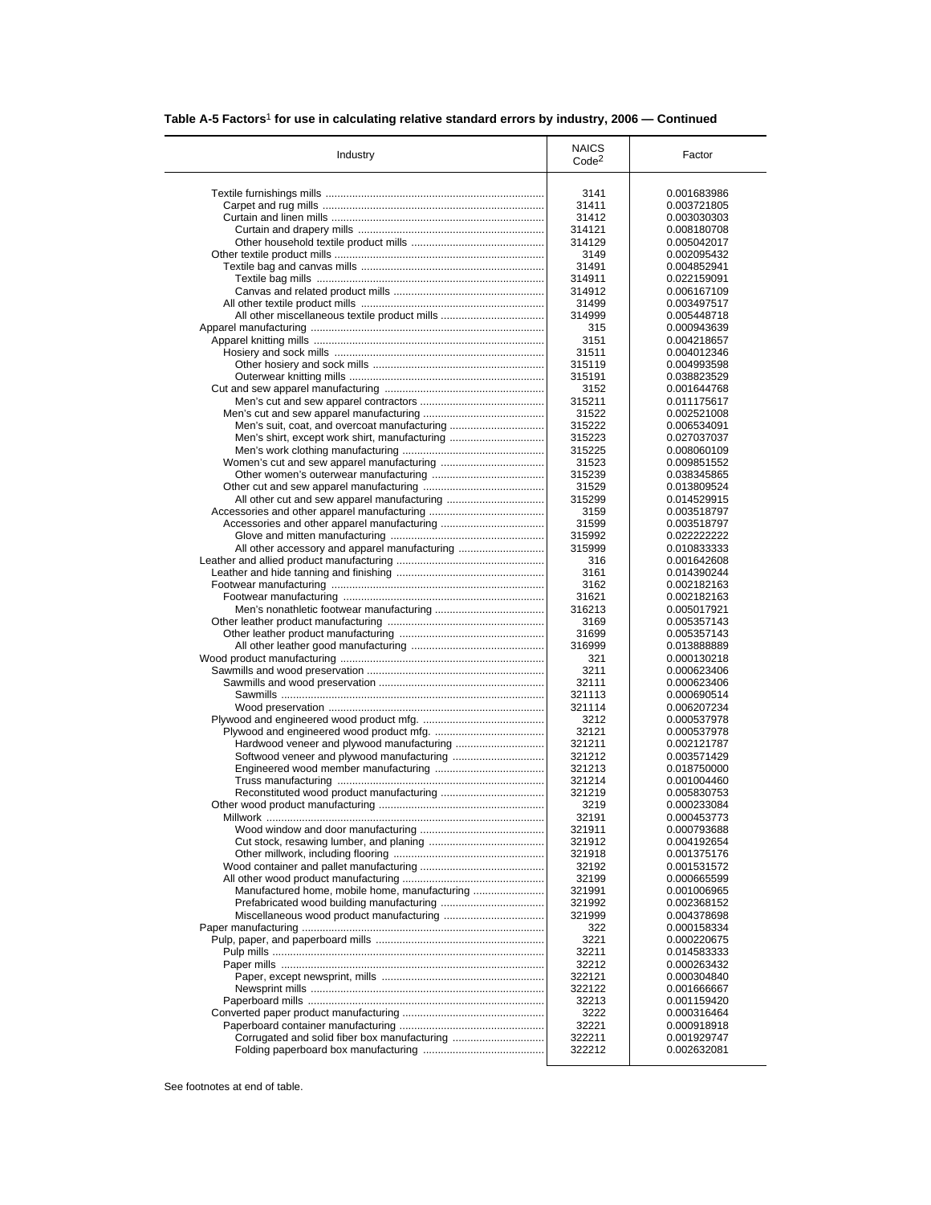**Table A-5 Factors[1] for use in calculating relative standard errors by industry, 2006 — Continued**

| Industry | NAICS Code[2] | Factor |
|---|---|---|
| Textile furnishings mills | 3141 | 0.001683986 |
| Carpet and rug mills | 31411 | 0.003721805 |
| Curtain and linen mills | 31412 | 0.003030303 |
| Curtain and drapery mills | 314121 | 0.008180708 |
| Other household textile product mills | 314129 | 0.005042017 |
| Other textile product mills | 3149 | 0.002095432 |
| Textile bag and canvas mills | 31491 | 0.004852941 |
| Textile bag mills | 314911 | 0.022159091 |
| Canvas and related product mills | 314912 | 0.006167109 |
| All other textile product mills | 31499 | 0.003497517 |
| All other miscellaneous textile product mills | 314999 | 0.005448718 |
| Apparel manufacturing | 315 | 0.000943639 |
| Apparel knitting mills | 3151 | 0.004218657 |
| Hosiery and sock mills | 31511 | 0.004012346 |
| Other hosiery and sock mills | 315119 | 0.004993598 |
| Outerwear knitting mills | 315191 | 0.038823529 |
| Cut and sew apparel manufacturing | 3152 | 0.001644768 |
| Men's cut and sew apparel contractors | 315211 | 0.011175617 |
| Men's cut and sew apparel manufacturing | 31522 | 0.002521008 |
| Men's suit, coat, and overcoat manufacturing | 315222 | 0.006534091 |
| Men's shirt, except work shirt, manufacturing | 315223 | 0.027037037 |
| Men's work clothing manufacturing | 315225 | 0.008060109 |
| Women's cut and sew apparel manufacturing | 31523 | 0.009851552 |
| Other women's outerwear manufacturing | 315239 | 0.038345865 |
| Other cut and sew apparel manufacturing | 31529 | 0.013809524 |
| All other cut and sew apparel manufacturing | 315299 | 0.014529915 |
| Accessories and other apparel manufacturing | 3159 | 0.003518797 |
| Accessories and other apparel manufacturing | 31599 | 0.003518797 |
| Glove and mitten manufacturing | 315992 | 0.022222222 |
| All other accessory and apparel manufacturing | 315999 | 0.010833333 |
| Leather and allied product manufacturing | 316 | 0.001642608 |
| Leather and hide tanning and finishing | 3161 | 0.014390244 |
| Footwear manufacturing | 3162 | 0.002182163 |
| Footwear manufacturing | 31621 | 0.002182163 |
| Men's nonathletic footwear manufacturing | 316213 | 0.005017921 |
| Other leather product manufacturing | 3169 | 0.005357143 |
| Other leather product manufacturing | 31699 | 0.005357143 |
| All other leather good manufacturing | 316999 | 0.013888889 |
| Wood product manufacturing | 321 | 0.000130218 |
| Sawmills and wood preservation | 3211 | 0.000623406 |
| Sawmills and wood preservation | 32111 | 0.000623406 |
| Sawmills | 321113 | 0.000690514 |
| Wood preservation | 321114 | 0.006207234 |
| Plywood and engineered wood product mfg. | 3212 | 0.000537978 |
| Plywood and engineered wood product mfg. | 32121 | 0.000537978 |
| Hardwood veneer and plywood manufacturing | 321211 | 0.002121787 |
| Softwood veneer and plywood manufacturing | 321212 | 0.003571429 |
| Engineered wood member manufacturing | 321213 | 0.018750000 |
| Truss manufacturing | 321214 | 0.001004460 |
| Reconstituted wood product manufacturing | 321219 | 0.005830753 |
| Other wood product manufacturing | 3219 | 0.000233084 |
| Millwork | 32191 | 0.000453773 |
| Wood window and door manufacturing | 321911 | 0.000793688 |
| Cut stock, resawing lumber, and planing | 321912 | 0.004192654 |
| Other millwork, including flooring | 321918 | 0.001375176 |
| Wood container and pallet manufacturing | 32192 | 0.001531572 |
| All other wood product manufacturing | 32199 | 0.000665599 |
| Manufactured home, mobile home, manufacturing | 321991 | 0.001006965 |
| Prefabricated wood building manufacturing | 321992 | 0.002368152 |
| Miscellaneous wood product manufacturing | 321999 | 0.004378698 |
| Paper manufacturing | 322 | 0.000158334 |
| Pulp, paper, and paperboard mills | 3221 | 0.000220675 |
| Pulp mills | 32211 | 0.014583333 |
| Paper mills | 32212 | 0.000263432 |
| Paper, except newsprint, mills | 322121 | 0.000304840 |
| Newsprint mills | 322122 | 0.001666667 |
| Paperboard mills | 32213 | 0.001159420 |
| Converted paper product manufacturing | 3222 | 0.000316464 |
| Paperboard container manufacturing | 32221 | 0.000918918 |
| Corrugated and solid fiber box manufacturing | 322211 | 0.001929747 |
| Folding paperboard box manufacturing | 322212 | 0.002632081 |

See footnotes at end of table.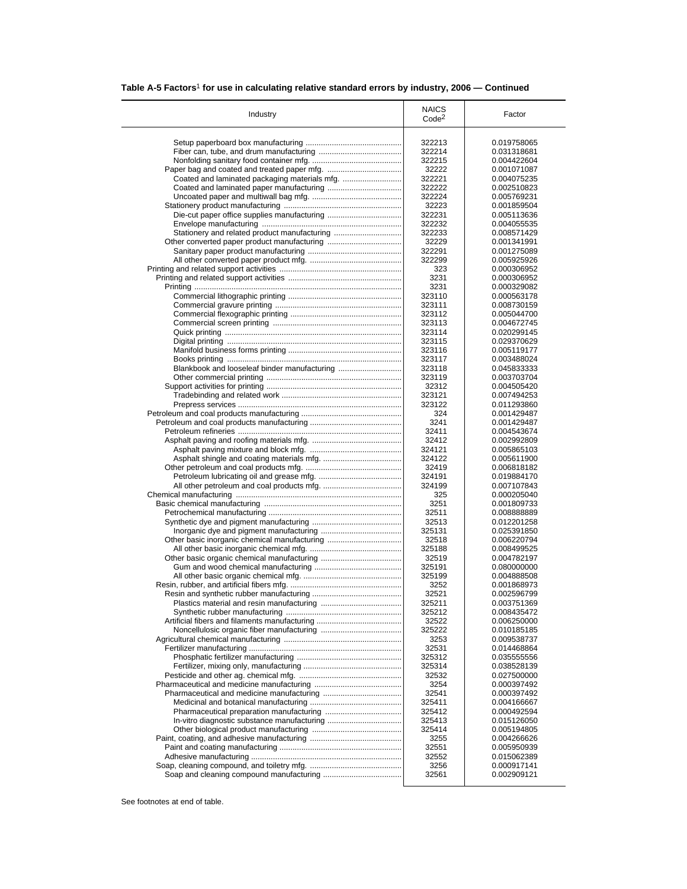**Table A-5 Factors[1] for use in calculating relative standard errors by industry, 2006 — Continued**

| Industry | NAICS Code[2] | Factor |
|---|---|---|
| Setup paperboard box manufacturing | 322213 | 0.019758065 |
| Fiber can, tube, and drum manufacturing | 322214 | 0.031318681 |
| Nonfolding sanitary food container mfg. | 322215 | 0.004422604 |
| Paper bag and coated and treated paper mfg. | 32222 | 0.001071087 |
| Coated and laminated packaging materials mfg. | 322221 | 0.004075235 |
| Coated and laminated paper manufacturing | 322222 | 0.002510823 |
| Uncoated paper and multiwall bag mfg. | 322224 | 0.005769231 |
| Stationery product manufacturing | 32223 | 0.001859504 |
| Die-cut paper office supplies manufacturing | 322231 | 0.005113636 |
| Envelope manufacturing | 322232 | 0.004055535 |
| Stationery and related product manufacturing | 322233 | 0.008571429 |
| Other converted paper product manufacturing | 32229 | 0.001341991 |
| Sanitary paper product manufacturing | 322291 | 0.001275089 |
| All other converted paper product mfg. | 322299 | 0.005925926 |
| Printing and related support activities | 323 | 0.000306952 |
| Printing and related support activities | 3231 | 0.000306952 |
| Printing | 3231 | 0.000329082 |
| Commercial lithographic printing | 323110 | 0.000563178 |
| Commercial gravure printing | 323111 | 0.008730159 |
| Commercial flexographic printing | 323112 | 0.005044700 |
| Commercial screen printing | 323113 | 0.004672745 |
| Quick printing | 323114 | 0.020299145 |
| Digital printing | 323115 | 0.029370629 |
| Manifold business forms printing | 323116 | 0.005119177 |
| Books printing | 323117 | 0.003488024 |
| Blankbook and looseleaf binder manufacturing | 323118 | 0.045833333 |
| Other commercial printing | 323119 | 0.003703704 |
| Support activities for printing | 32312 | 0.004505420 |
| Tradebinding and related work | 323121 | 0.007494253 |
| Prepress services | 323122 | 0.011293860 |
| Petroleum and coal products manufacturing | 324 | 0.001429487 |
| Petroleum and coal products manufacturing | 3241 | 0.001429487 |
| Petroleum refineries | 32411 | 0.004543674 |
| Asphalt paving and roofing materials mfg. | 32412 | 0.002992809 |
| Asphalt paving mixture and block mfg. | 324121 | 0.005865103 |
| Asphalt shingle and coating materials mfg. | 324122 | 0.005611900 |
| Other petroleum and coal products mfg. | 32419 | 0.006818182 |
| Petroleum lubricating oil and grease mfg. | 324191 | 0.019884170 |
| All other petroleum and coal products mfg. | 324199 | 0.007107843 |
| Chemical manufacturing | 325 | 0.000205040 |
| Basic chemical manufacturing | 3251 | 0.001809733 |
| Petrochemical manufacturing | 32511 | 0.008888889 |
| Synthetic dye and pigment manufacturing | 32513 | 0.012201258 |
| Inorganic dye and pigment manufacturing | 325131 | 0.025391850 |
| Other basic inorganic chemical manufacturing | 32518 | 0.006220794 |
| All other basic inorganic chemical mfg. | 325188 | 0.008499525 |
| Other basic organic chemical manufacturing | 32519 | 0.004782197 |
| Gum and wood chemical manufacturing | 325191 | 0.080000000 |
| All other basic organic chemical mfg. | 325199 | 0.004888508 |
| Resin, rubber, and artificial fibers mfg. | 3252 | 0.001868973 |
| Resin and synthetic rubber manufacturing | 32521 | 0.002596799 |
| Plastics material and resin manufacturing | 325211 | 0.003751369 |
| Synthetic rubber manufacturing | 325212 | 0.008435472 |
| Artificial fibers and filaments manufacturing | 32522 | 0.006250000 |
| Noncellulosic organic fiber manufacturing | 325222 | 0.010185185 |
| Agricultural chemical manufacturing | 3253 | 0.009538737 |
| Fertilizer manufacturing | 32531 | 0.014468864 |
| Phosphatic fertilizer manufacturing | 325312 | 0.035555556 |
| Fertilizer, mixing only, manufacturing | 325314 | 0.038528139 |
| Pesticide and other ag. chemical mfg. | 32532 | 0.027500000 |
| Pharmaceutical and medicine manufacturing | 3254 | 0.000397492 |
| Pharmaceutical and medicine manufacturing | 32541 | 0.000397492 |
| Medicinal and botanical manufacturing | 325411 | 0.004166667 |
| Pharmaceutical preparation manufacturing | 325412 | 0.000492594 |
| In-vitro diagnostic substance manufacturing | 325413 | 0.015126050 |
| Other biological product manufacturing | 325414 | 0.005194805 |
| Paint, coating, and adhesive manufacturing | 3255 | 0.004266626 |
| Paint and coating manufacturing | 32551 | 0.005950939 |
| Adhesive manufacturing | 32552 | 0.015062389 |
| Soap, cleaning compound, and toiletry mfg. | 3256 | 0.000917141 |
| Soap and cleaning compound manufacturing | 32561 | 0.002909121 |

See footnotes at end of table.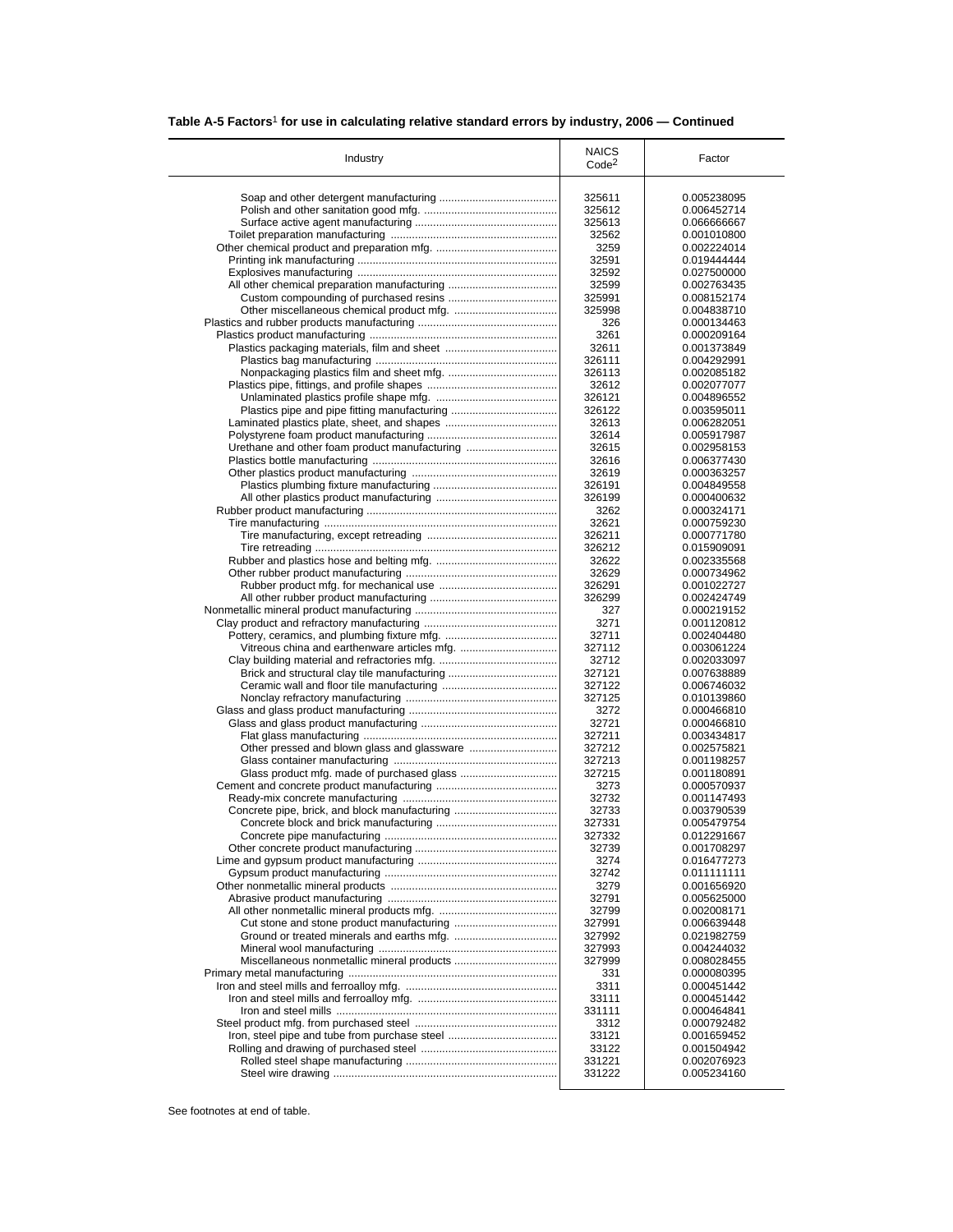**Table A-5 Factors[1] for use in calculating relative standard errors by industry, 2006 — Continued**

| Industry | NAICS Code[2] | Factor |
|---|---|---|
| Soap and other detergent manufacturing | 325611 | 0.005238095 |
| Polish and other sanitation good mfg. | 325612 | 0.006452714 |
| Surface active agent manufacturing | 325613 | 0.066666667 |
| Toilet preparation manufacturing | 32562 | 0.001010800 |
| Other chemical product and preparation mfg. | 3259 | 0.002224014 |
| Printing ink manufacturing | 32591 | 0.019444444 |
| Explosives manufacturing | 32592 | 0.027500000 |
| All other chemical preparation manufacturing | 32599 | 0.002763435 |
| Custom compounding of purchased resins | 325991 | 0.008152174 |
| Other miscellaneous chemical product mfg. | 325998 | 0.004838710 |
| Plastics and rubber products manufacturing | 326 | 0.000134463 |
| Plastics product manufacturing | 3261 | 0.000209164 |
| Plastics packaging materials, film and sheet | 32611 | 0.001373849 |
| Plastics bag manufacturing | 326111 | 0.004292991 |
| Nonpackaging plastics film and sheet mfg. | 326113 | 0.002085182 |
| Plastics pipe, fittings, and profile shapes | 32612 | 0.002077077 |
| Unlaminated plastics profile shape mfg. | 326121 | 0.004896552 |
| Plastics pipe and pipe fitting manufacturing | 326122 | 0.003595011 |
| Laminated plastics plate, sheet, and shapes | 32613 | 0.006282051 |
| Polystyrene foam product manufacturing | 32614 | 0.005917987 |
| Urethane and other foam product manufacturing | 32615 | 0.002958153 |
| Plastics bottle manufacturing | 32616 | 0.006377430 |
| Other plastics product manufacturing | 32619 | 0.000363257 |
| Plastics plumbing fixture manufacturing | 326191 | 0.004849558 |
| All other plastics product manufacturing | 326199 | 0.000400632 |
| Rubber product manufacturing | 3262 | 0.000324171 |
| Tire manufacturing | 32621 | 0.000759230 |
| Tire manufacturing, except retreading | 326211 | 0.000771780 |
| Tire retreading | 326212 | 0.015909091 |
| Rubber and plastics hose and belting mfg. | 32622 | 0.002335568 |
| Other rubber product manufacturing | 32629 | 0.000734962 |
| Rubber product mfg. for mechanical use | 326291 | 0.001022727 |
| All other rubber product manufacturing | 326299 | 0.002424749 |
| Nonmetallic mineral product manufacturing | 327 | 0.000219152 |
| Clay product and refractory manufacturing | 3271 | 0.001120812 |
| Pottery, ceramics, and plumbing fixture mfg. | 32711 | 0.002404480 |
| Vitreous china and earthenware articles mfg. | 327112 | 0.003061224 |
| Clay building material and refractories mfg. | 32712 | 0.002033097 |
| Brick and structural clay tile manufacturing | 327121 | 0.007638889 |
| Ceramic wall and floor tile manufacturing | 327122 | 0.006746032 |
| Nonclay refractory manufacturing | 327125 | 0.010139860 |
| Glass and glass product manufacturing | 3272 | 0.000466810 |
| Glass and glass product manufacturing | 32721 | 0.000466810 |
| Flat glass manufacturing | 327211 | 0.003434817 |
| Other pressed and blown glass and glassware | 327212 | 0.002575821 |
| Glass container manufacturing | 327213 | 0.001198257 |
| Glass product mfg. made of purchased glass | 327215 | 0.001180891 |
| Cement and concrete product manufacturing | 3273 | 0.000570937 |
| Ready-mix concrete manufacturing | 32732 | 0.001147493 |
| Concrete pipe, brick, and block manufacturing | 32733 | 0.003790539 |
| Concrete block and brick manufacturing | 327331 | 0.005479754 |
| Concrete pipe manufacturing | 327332 | 0.012291667 |
| Other concrete product manufacturing | 32739 | 0.001708297 |
| Lime and gypsum product manufacturing | 3274 | 0.016477273 |
| Gypsum product manufacturing | 32742 | 0.011111111 |
| Other nonmetallic mineral products | 3279 | 0.001656920 |
| Abrasive product manufacturing | 32791 | 0.005625000 |
| All other nonmetallic mineral products mfg. | 32799 | 0.002008171 |
| Cut stone and stone product manufacturing | 327991 | 0.006639448 |
| Ground or treated minerals and earths mfg. | 327992 | 0.021982759 |
| Mineral wool manufacturing | 327993 | 0.004244032 |
| Miscellaneous nonmetallic mineral products | 327999 | 0.008028455 |
| Primary metal manufacturing | 331 | 0.000080395 |
| Iron and steel mills and ferroalloy mfg. | 3311 | 0.000451442 |
| Iron and steel mills and ferroalloy mfg. | 33111 | 0.000451442 |
| Iron and steel mills | 331111 | 0.000464841 |
| Steel product mfg. from purchased steel | 3312 | 0.000792482 |
| Iron, steel pipe and tube from purchase steel | 33121 | 0.001659452 |
| Rolling and drawing of purchased steel | 33122 | 0.001504942 |
| Rolled steel shape manufacturing | 331221 | 0.002076923 |
| Steel wire drawing | 331222 | 0.005234160 |

See footnotes at end of table.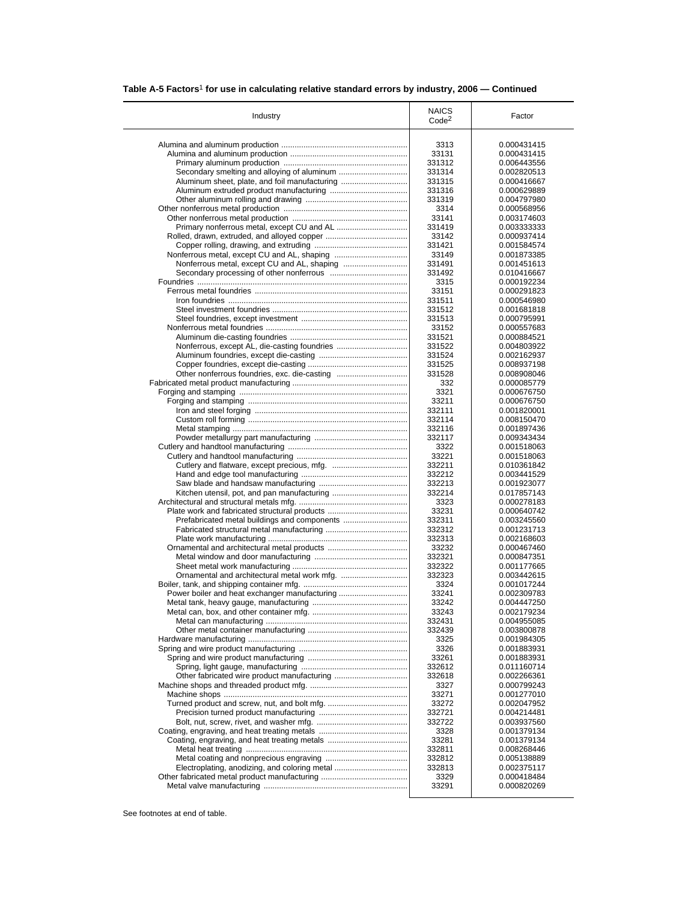**Table A-5 Factors[1] for use in calculating relative standard errors by industry, 2006 — Continued**

| Industry | NAICS Code[2] | Factor |
|---|---|---|
| Alumina and aluminum production | 3313 | 0.000431415 |
| Alumina and aluminum production | 33131 | 0.000431415 |
| Primary aluminum production | 331312 | 0.006443556 |
| Secondary smelting and alloying of aluminum | 331314 | 0.002820513 |
| Aluminum sheet, plate, and foil manufacturing | 331315 | 0.000416667 |
| Aluminum extruded product manufacturing | 331316 | 0.000629889 |
| Other aluminum rolling and drawing | 331319 | 0.004797980 |
| Other nonferrous metal production | 3314 | 0.000568956 |
| Other nonferrous metal production | 33141 | 0.003174603 |
| Primary nonferrous metal, except CU and AL | 331419 | 0.003333333 |
| Rolled, drawn, extruded, and alloyed copper | 33142 | 0.000937414 |
| Copper rolling, drawing, and extruding | 331421 | 0.001584574 |
| Nonferrous metal, except CU and AL, shaping | 33149 | 0.001873385 |
| Nonferrous metal, except CU and AL, shaping | 331491 | 0.001451613 |
| Secondary processing of other nonferrous | 331492 | 0.010416667 |
| Foundries | 3315 | 0.000192234 |
| Ferrous metal foundries | 33151 | 0.000291823 |
| Iron foundries | 331511 | 0.000546980 |
| Steel investment foundries | 331512 | 0.001681818 |
| Steel foundries, except investment | 331513 | 0.000795991 |
| Nonferrous metal foundries | 33152 | 0.000557683 |
| Aluminum die-casting foundries | 331521 | 0.000884521 |
| Nonferrous, except AL, die-casting foundries | 331522 | 0.004803922 |
| Aluminum foundries, except die-casting | 331524 | 0.002162937 |
| Copper foundries, except die-casting | 331525 | 0.008937198 |
| Other nonferrous foundries, exc. die-casting | 331528 | 0.008908046 |
| Fabricated metal product manufacturing | 332 | 0.000085779 |
| Forging and stamping | 3321 | 0.000676750 |
| Forging and stamping | 33211 | 0.000676750 |
| Iron and steel forging | 332111 | 0.001820001 |
| Custom roll forming | 332114 | 0.008150470 |
| Metal stamping | 332116 | 0.001897436 |
| Powder metallurgy part manufacturing | 332117 | 0.009343434 |
| Cutlery and handtool manufacturing | 3322 | 0.001518063 |
| Cutlery and handtool manufacturing | 33221 | 0.001518063 |
| Cutlery and flatware, except precious, mfg. | 332211 | 0.010361842 |
| Hand and edge tool manufacturing | 332212 | 0.003441529 |
| Saw blade and handsaw manufacturing | 332213 | 0.001923077 |
| Kitchen utensil, pot, and pan manufacturing | 332214 | 0.017857143 |
| Architectural and structural metals mfg. | 3323 | 0.000278183 |
| Plate work and fabricated structural products | 33231 | 0.000640742 |
| Prefabricated metal buildings and components | 332311 | 0.003245560 |
| Fabricated structural metal manufacturing | 332312 | 0.001231713 |
| Plate work manufacturing | 332313 | 0.002168603 |
| Ornamental and architectural metal products | 33232 | 0.000467460 |
| Metal window and door manufacturing | 332321 | 0.000847351 |
| Sheet metal work manufacturing | 332322 | 0.001177665 |
| Ornamental and architectural metal work mfg. | 332323 | 0.003442615 |
| Boiler, tank, and shipping container mfg. | 3324 | 0.001017244 |
| Power boiler and heat exchanger manufacturing | 33241 | 0.002309783 |
| Metal tank, heavy gauge, manufacturing | 33242 | 0.004447250 |
| Metal can, box, and other container mfg. | 33243 | 0.002179234 |
| Metal can manufacturing | 332431 | 0.004955085 |
| Other metal container manufacturing | 332439 | 0.003800878 |
| Hardware manufacturing | 3325 | 0.001984305 |
| Spring and wire product manufacturing | 3326 | 0.001883931 |
| Spring and wire product manufacturing | 33261 | 0.001883931 |
| Spring, light gauge, manufacturing | 332612 | 0.011160714 |
| Other fabricated wire product manufacturing | 332618 | 0.002266361 |
| Machine shops and threaded product mfg. | 3327 | 0.000799243 |
| Machine shops | 33271 | 0.001277010 |
| Turned product and screw, nut, and bolt mfg. | 33272 | 0.002047952 |
| Precision turned product manufacturing | 332721 | 0.004214481 |
| Bolt, nut, screw, rivet, and washer mfg. | 332722 | 0.003937560 |
| Coating, engraving, and heat treating metals | 3328 | 0.001379134 |
| Coating, engraving, and heat treating metals | 33281 | 0.001379134 |
| Metal heat treating | 332811 | 0.008268446 |
| Metal coating and nonprecious engraving | 332812 | 0.005138889 |
| Electroplating, anodizing, and coloring metal | 332813 | 0.002375117 |
| Other fabricated metal product manufacturing | 3329 | 0.000418484 |
| Metal valve manufacturing | 33291 | 0.000820269 |

See footnotes at end of table.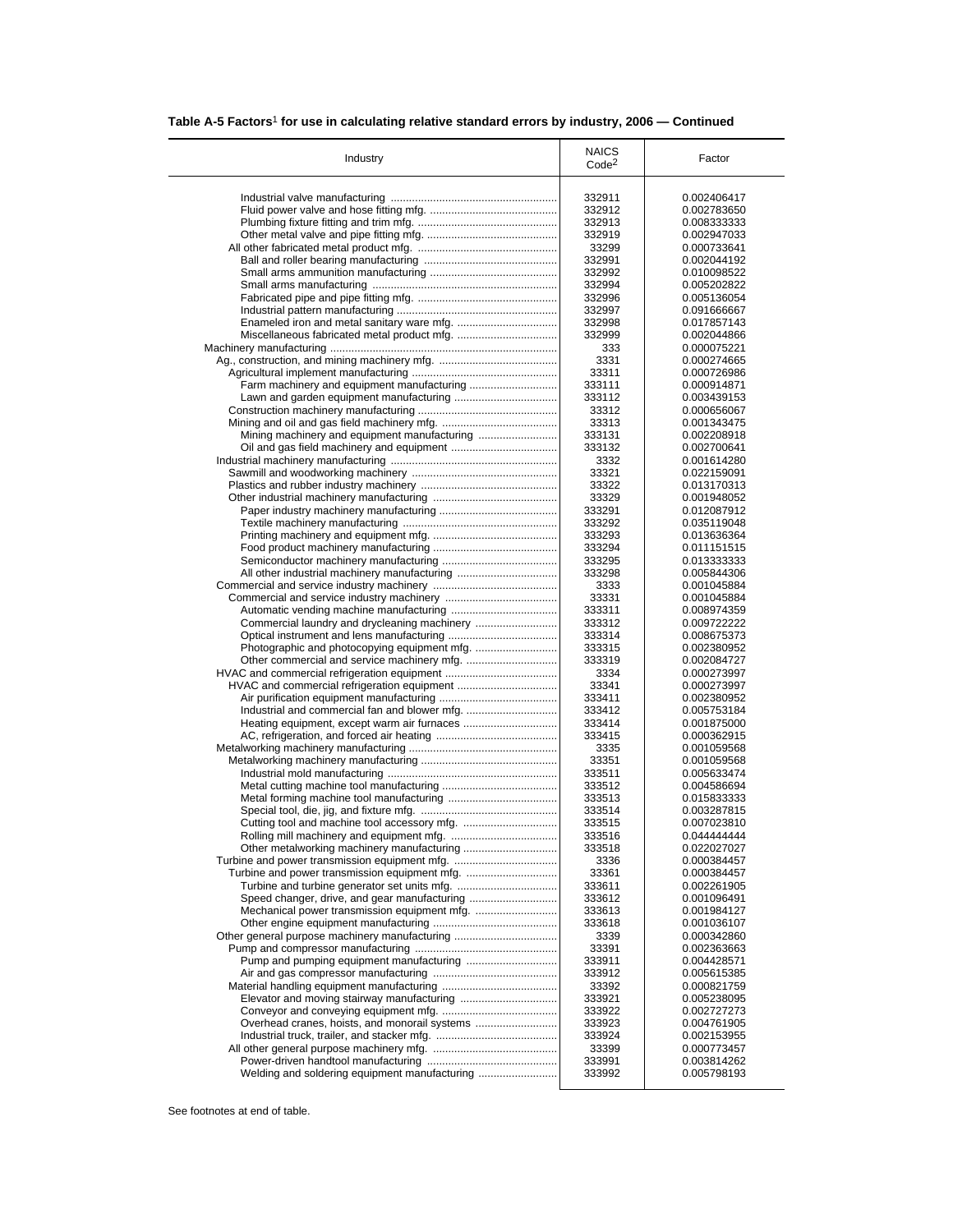**Table A-5 Factors[1] for use in calculating relative standard errors by industry, 2006 — Continued**

| Industry | NAICS Code[2] | Factor |
|---|---|---|
| Industrial valve manufacturing | 332911 | 0.002406417 |
| Fluid power valve and hose fitting mfg. | 332912 | 0.002783650 |
| Plumbing fixture fitting and trim mfg. | 332913 | 0.008333333 |
| Other metal valve and pipe fitting mfg. | 332919 | 0.002947033 |
| All other fabricated metal product mfg. | 33299 | 0.000733641 |
| Ball and roller bearing manufacturing | 332991 | 0.002044192 |
| Small arms ammunition manufacturing | 332992 | 0.010098522 |
| Small arms manufacturing | 332994 | 0.005202822 |
| Fabricated pipe and pipe fitting mfg. | 332996 | 0.005136054 |
| Industrial pattern manufacturing | 332997 | 0.091666667 |
| Enameled iron and metal sanitary ware mfg. | 332998 | 0.017857143 |
| Miscellaneous fabricated metal product mfg. | 332999 | 0.002044866 |
| Machinery manufacturing | 333 | 0.000075221 |
| Ag., construction, and mining machinery mfg. | 3331 | 0.000274665 |
| Agricultural implement manufacturing | 33311 | 0.000726986 |
| Farm machinery and equipment manufacturing | 333111 | 0.000914871 |
| Lawn and garden equipment manufacturing | 333112 | 0.003439153 |
| Construction machinery manufacturing | 33312 | 0.000656067 |
| Mining and oil and gas field machinery mfg. | 33313 | 0.001343475 |
| Mining machinery and equipment manufacturing | 333131 | 0.002208918 |
| Oil and gas field machinery and equipment | 333132 | 0.002700641 |
| Industrial machinery manufacturing | 3332 | 0.001614280 |
| Sawmill and woodworking machinery | 33321 | 0.022159091 |
| Plastics and rubber industry machinery | 33322 | 0.013170313 |
| Other industrial machinery manufacturing | 33329 | 0.001948052 |
| Paper industry machinery manufacturing | 333291 | 0.012087912 |
| Textile machinery manufacturing | 333292 | 0.035119048 |
| Printing machinery and equipment mfg. | 333293 | 0.013636364 |
| Food product machinery manufacturing | 333294 | 0.011151515 |
| Semiconductor machinery manufacturing | 333295 | 0.013333333 |
| All other industrial machinery manufacturing | 333298 | 0.005844306 |
| Commercial and service industry machinery | 3333 | 0.001045884 |
| Commercial and service industry machinery | 33331 | 0.001045884 |
| Automatic vending machine manufacturing | 333311 | 0.008974359 |
| Commercial laundry and drycleaning machinery | 333312 | 0.009722222 |
| Optical instrument and lens manufacturing | 333314 | 0.008675373 |
| Photographic and photocopying equipment mfg. | 333315 | 0.002380952 |
| Other commercial and service machinery mfg. | 333319 | 0.002084727 |
| HVAC and commercial refrigeration equipment | 3334 | 0.000273997 |
| HVAC and commercial refrigeration equipment | 33341 | 0.000273997 |
| Air purification equipment manufacturing | 333411 | 0.002380952 |
| Industrial and commercial fan and blower mfg. | 333412 | 0.005753184 |
| Heating equipment, except warm air furnaces | 333414 | 0.001875000 |
| AC, refrigeration, and forced air heating | 333415 | 0.000362915 |
| Metalworking machinery manufacturing | 3335 | 0.001059568 |
| Metalworking machinery manufacturing | 33351 | 0.001059568 |
| Industrial mold manufacturing | 333511 | 0.005633474 |
| Metal cutting machine tool manufacturing | 333512 | 0.004586694 |
| Metal forming machine tool manufacturing | 333513 | 0.015833333 |
| Special tool, die, jig, and fixture mfg. | 333514 | 0.003287815 |
| Cutting tool and machine tool accessory mfg. | 333515 | 0.007023810 |
| Rolling mill machinery and equipment mfg. | 333516 | 0.044444444 |
| Other metalworking machinery manufacturing | 333518 | 0.022027027 |
| Turbine and power transmission equipment mfg. | 3336 | 0.000384457 |
| Turbine and power transmission equipment mfg. | 33361 | 0.000384457 |
| Turbine and turbine generator set units mfg. | 333611 | 0.002261905 |
| Speed changer, drive, and gear manufacturing | 333612 | 0.001096491 |
| Mechanical power transmission equipment mfg. | 333613 | 0.001984127 |
| Other engine equipment manufacturing | 333618 | 0.001036107 |
| Other general purpose machinery manufacturing | 3339 | 0.000342860 |
| Pump and compressor manufacturing | 33391 | 0.002363663 |
| Pump and pumping equipment manufacturing | 333911 | 0.004428571 |
| Air and gas compressor manufacturing | 333912 | 0.005615385 |
| Material handling equipment manufacturing | 33392 | 0.000821759 |
| Elevator and moving stairway manufacturing | 333921 | 0.005238095 |
| Conveyor and conveying equipment mfg. | 333922 | 0.002727273 |
| Overhead cranes, hoists, and monorail systems | 333923 | 0.004761905 |
| Industrial truck, trailer, and stacker mfg. | 333924 | 0.002153955 |
| All other general purpose machinery mfg. | 33399 | 0.000773457 |
| Power-driven handtool manufacturing | 333991 | 0.003814262 |
| Welding and soldering equipment manufacturing | 333992 | 0.005798193 |

See footnotes at end of table.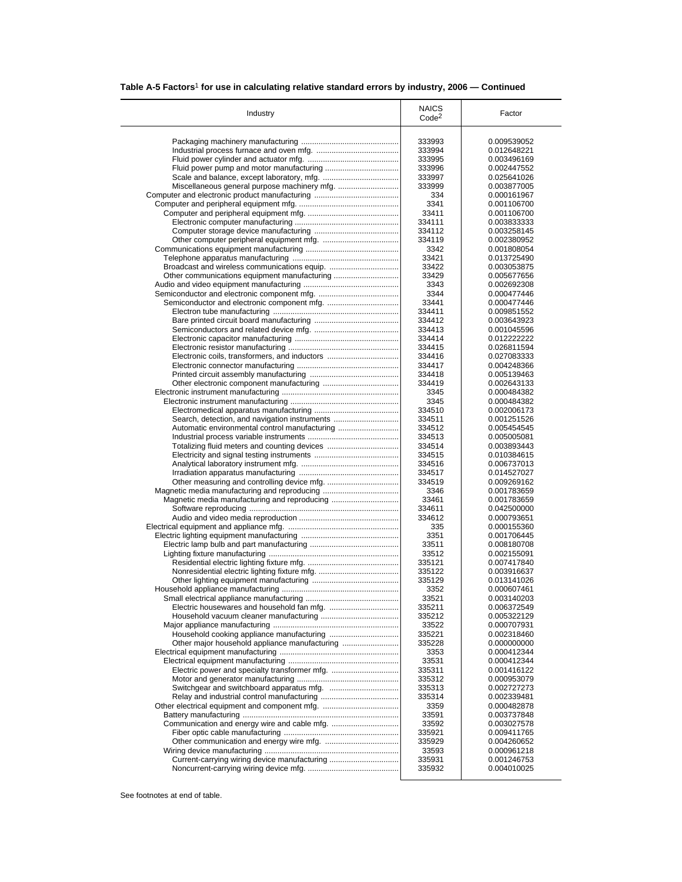**Table A-5 Factors[1] for use in calculating relative standard errors by industry, 2006 — Continued**

| Industry | NAICS Code[2] | Factor |
|---|---|---|
| Packaging machinery manufacturing | 333993 | 0.009539052 |
| Industrial process furnace and oven mfg. | 333994 | 0.012648221 |
| Fluid power cylinder and actuator mfg. | 333995 | 0.003496169 |
| Fluid power pump and motor manufacturing | 333996 | 0.002447552 |
| Scale and balance, except laboratory, mfg. | 333997 | 0.025641026 |
| Miscellaneous general purpose machinery mfg. | 333999 | 0.003877005 |
| Computer and electronic product manufacturing | 334 | 0.000161967 |
| Computer and peripheral equipment mfg. | 3341 | 0.001106700 |
| Computer and peripheral equipment mfg. | 33411 | 0.001106700 |
| Electronic computer manufacturing | 334111 | 0.003833333 |
| Computer storage device manufacturing | 334112 | 0.003258145 |
| Other computer peripheral equipment mfg. | 334119 | 0.002380952 |
| Communications equipment manufacturing | 3342 | 0.001808054 |
| Telephone apparatus manufacturing | 33421 | 0.013725490 |
| Broadcast and wireless communications equip. | 33422 | 0.003053875 |
| Other communications equipment manufacturing | 33429 | 0.005677656 |
| Audio and video equipment manufacturing | 3343 | 0.002692308 |
| Semiconductor and electronic component mfg. | 3344 | 0.000477446 |
| Semiconductor and electronic component mfg. | 33441 | 0.000477446 |
| Electron tube manufacturing | 334411 | 0.009851552 |
| Bare printed circuit board manufacturing | 334412 | 0.003643923 |
| Semiconductors and related device mfg. | 334413 | 0.001045596 |
| Electronic capacitor manufacturing | 334414 | 0.012222222 |
| Electronic resistor manufacturing | 334415 | 0.026811594 |
| Electronic coils, transformers, and inductors | 334416 | 0.027083333 |
| Electronic connector manufacturing | 334417 | 0.004248366 |
| Printed circuit assembly manufacturing | 334418 | 0.005139463 |
| Other electronic component manufacturing | 334419 | 0.002643133 |
| Electronic instrument manufacturing | 3345 | 0.000484382 |
| Electronic instrument manufacturing | 3345 | 0.000484382 |
| Electromedical apparatus manufacturing | 334510 | 0.002006173 |
| Search, detection, and navigation instruments | 334511 | 0.001251526 |
| Automatic environmental control manufacturing | 334512 | 0.005454545 |
| Industrial process variable instruments | 334513 | 0.005005081 |
| Totalizing fluid meters and counting devices | 334514 | 0.003893443 |
| Electricity and signal testing instruments | 334515 | 0.010384615 |
| Analytical laboratory instrument mfg. | 334516 | 0.006737013 |
| Irradiation apparatus manufacturing | 334517 | 0.014527027 |
| Other measuring and controlling device mfg. | 334519 | 0.009269162 |
| Magnetic media manufacturing and reproducing | 3346 | 0.001783659 |
| Magnetic media manufacturing and reproducing | 33461 | 0.001783659 |
| Software reproducing | 334611 | 0.042500000 |
| Audio and video media reproduction | 334612 | 0.000793651 |
| Electrical equipment and appliance mfg. | 335 | 0.000155360 |
| Electric lighting equipment manufacturing | 3351 | 0.001706445 |
| Electric lamp bulb and part manufacturing | 33511 | 0.008180708 |
| Lighting fixture manufacturing | 33512 | 0.002155091 |
| Residential electric lighting fixture mfg. | 335121 | 0.007417840 |
| Nonresidential electric lighting fixture mfg. | 335122 | 0.003916637 |
| Other lighting equipment manufacturing | 335129 | 0.013141026 |
| Household appliance manufacturing | 3352 | 0.000607461 |
| Small electrical appliance manufacturing | 33521 | 0.003140203 |
| Electric housewares and household fan mfg. | 335211 | 0.006372549 |
| Household vacuum cleaner manufacturing | 335212 | 0.005322129 |
| Major appliance manufacturing | 33522 | 0.000707931 |
| Household cooking appliance manufacturing | 335221 | 0.002318460 |
| Other major household appliance manufacturing | 335228 | 0.000000000 |
| Electrical equipment manufacturing | 3353 | 0.000412344 |
| Electrical equipment manufacturing | 33531 | 0.000412344 |
| Electric power and specialty transformer mfg. | 335311 | 0.001416122 |
| Motor and generator manufacturing | 335312 | 0.000953079 |
| Switchgear and switchboard apparatus mfg. | 335313 | 0.002727273 |
| Relay and industrial control manufacturing | 335314 | 0.002339481 |
| Other electrical equipment and component mfg. | 3359 | 0.000482878 |
| Battery manufacturing | 33591 | 0.003737848 |
| Communication and energy wire and cable mfg. | 33592 | 0.003027578 |
| Fiber optic cable manufacturing | 335921 | 0.009411765 |
| Other communication and energy wire mfg. | 335929 | 0.004260652 |
| Wiring device manufacturing | 33593 | 0.000961218 |
| Current-carrying wiring device manufacturing | 335931 | 0.001246753 |
| Noncurrent-carrying wiring device mfg. | 335932 | 0.004010025 |

See footnotes at end of table.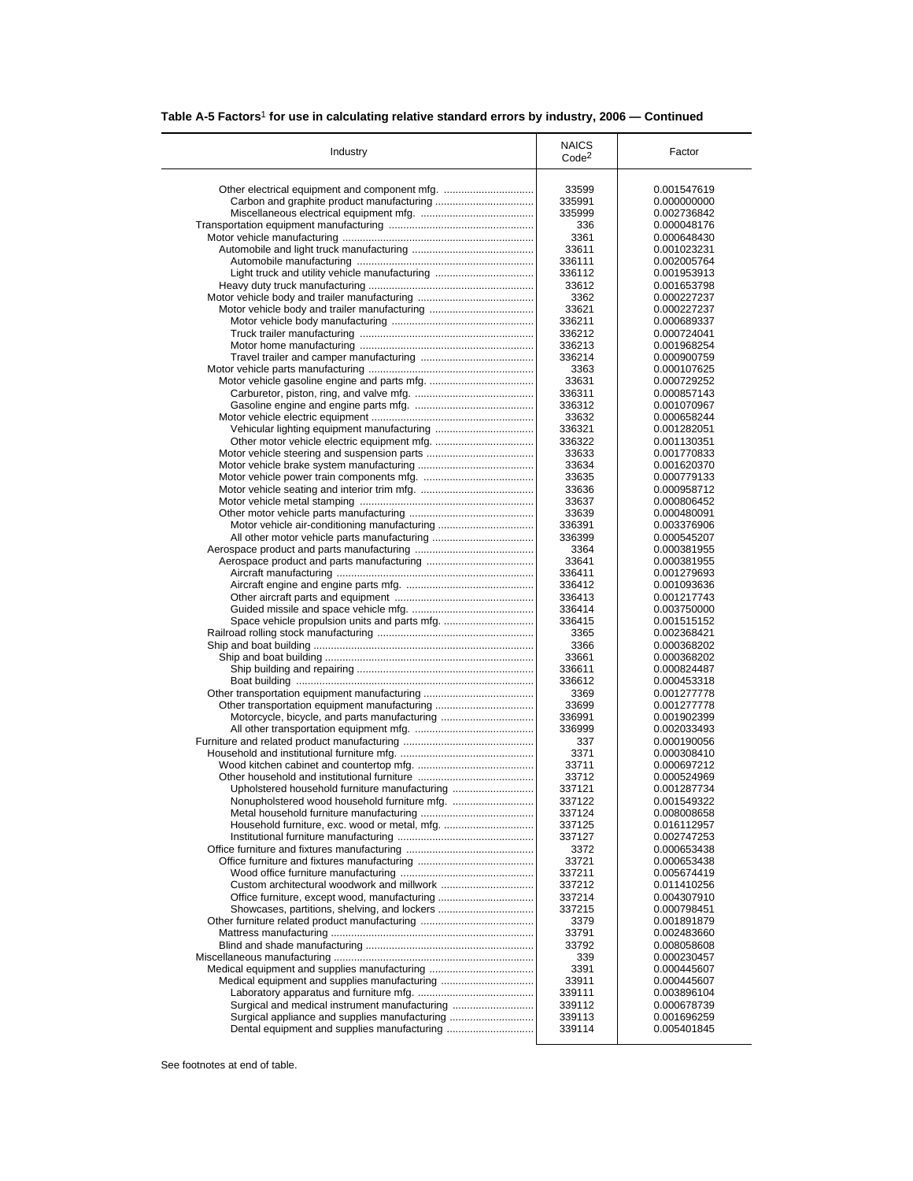**Table A-5 Factors[1] for use in calculating relative standard errors by industry, 2006 — Continued**

| Industry | NAICS Code[2] | Factor |
|---|---|---|
| Other electrical equipment and component mfg. | 33599 | 0.001547619 |
| Carbon and graphite product manufacturing | 335991 | 0.000000000 |
| Miscellaneous electrical equipment mfg. | 335999 | 0.002736842 |
| Transportation equipment manufacturing | 336 | 0.000048176 |
| Motor vehicle manufacturing | 3361 | 0.000648430 |
| Automobile and light truck manufacturing | 33611 | 0.001023231 |
| Automobile manufacturing | 336111 | 0.002005764 |
| Light truck and utility vehicle manufacturing | 336112 | 0.001953913 |
| Heavy duty truck manufacturing | 33612 | 0.001653798 |
| Motor vehicle body and trailer manufacturing | 3362 | 0.000227237 |
| Motor vehicle body and trailer manufacturing | 33621 | 0.000227237 |
| Motor vehicle body manufacturing | 336211 | 0.000689337 |
| Truck trailer manufacturing | 336212 | 0.000724041 |
| Motor home manufacturing | 336213 | 0.001968254 |
| Travel trailer and camper manufacturing | 336214 | 0.000900759 |
| Motor vehicle parts manufacturing | 3363 | 0.000107625 |
| Motor vehicle gasoline engine and parts mfg. | 33631 | 0.000729252 |
| Carburetor, piston, ring, and valve mfg. | 336311 | 0.000857143 |
| Gasoline engine and engine parts mfg. | 336312 | 0.001070967 |
| Motor vehicle electric equipment | 33632 | 0.000658244 |
| Vehicular lighting equipment manufacturing | 336321 | 0.001282051 |
| Other motor vehicle electric equipment mfg. | 336322 | 0.001130351 |
| Motor vehicle steering and suspension parts | 33633 | 0.001770833 |
| Motor vehicle brake system manufacturing | 33634 | 0.001620370 |
| Motor vehicle power train components mfg. | 33635 | 0.000779133 |
| Motor vehicle seating and interior trim mfg. | 33636 | 0.000958712 |
| Motor vehicle metal stamping | 33637 | 0.000806452 |
| Other motor vehicle parts manufacturing | 33639 | 0.000480091 |
| Motor vehicle air-conditioning manufacturing | 336391 | 0.003376906 |
| All other motor vehicle parts manufacturing | 336399 | 0.000545207 |
| Aerospace product and parts manufacturing | 3364 | 0.000381955 |
| Aerospace product and parts manufacturing | 33641 | 0.000381955 |
| Aircraft manufacturing | 336411 | 0.001279693 |
| Aircraft engine and engine parts mfg. | 336412 | 0.001093636 |
| Other aircraft parts and equipment | 336413 | 0.001217743 |
| Guided missile and space vehicle mfg. | 336414 | 0.003750000 |
| Space vehicle propulsion units and parts mfg. | 336415 | 0.001515152 |
| Railroad rolling stock manufacturing | 3365 | 0.002368421 |
| Ship and boat building | 3366 | 0.000368202 |
| Ship and boat building | 33661 | 0.000368202 |
| Ship building and repairing | 336611 | 0.000824487 |
| Boat building | 336612 | 0.000453318 |
| Other transportation equipment manufacturing | 3369 | 0.001277778 |
| Other transportation equipment manufacturing | 33699 | 0.001277778 |
| Motorcycle, bicycle, and parts manufacturing | 336991 | 0.001902399 |
| All other transportation equipment mfg. | 336999 | 0.002033493 |
| Furniture and related product manufacturing | 337 | 0.000190056 |
| Household and institutional furniture mfg. | 3371 | 0.000308410 |
| Wood kitchen cabinet and countertop mfg. | 33711 | 0.000697212 |
| Other household and institutional furniture | 33712 | 0.000524969 |
| Upholstered household furniture manufacturing | 337121 | 0.001287734 |
| Nonupholstered wood household furniture mfg. | 337122 | 0.001549322 |
| Metal household furniture manufacturing | 337124 | 0.008008658 |
| Household furniture, exc. wood or metal, mfg. | 337125 | 0.016112957 |
| Institutional furniture manufacturing | 337127 | 0.002747253 |
| Office furniture and fixtures manufacturing | 3372 | 0.000653438 |
| Office furniture and fixtures manufacturing | 33721 | 0.000653438 |
| Wood office furniture manufacturing | 337211 | 0.005674419 |
| Custom architectural woodwork and millwork | 337212 | 0.011410256 |
| Office furniture, except wood, manufacturing | 337214 | 0.004307910 |
| Showcases, partitions, shelving, and lockers | 337215 | 0.000798451 |
| Other furniture related product manufacturing | 3379 | 0.001891879 |
| Mattress manufacturing | 33791 | 0.002483660 |
| Blind and shade manufacturing | 33792 | 0.008058608 |
| Miscellaneous manufacturing | 339 | 0.000230457 |
| Medical equipment and supplies manufacturing | 3391 | 0.000445607 |
| Medical equipment and supplies manufacturing | 33911 | 0.000445607 |
| Laboratory apparatus and furniture mfg. | 339111 | 0.003896104 |
| Surgical and medical instrument manufacturing | 339112 | 0.000678739 |
| Surgical appliance and supplies manufacturing | 339113 | 0.001696259 |
| Dental equipment and supplies manufacturing | 339114 | 0.005401845 |

See footnotes at end of table.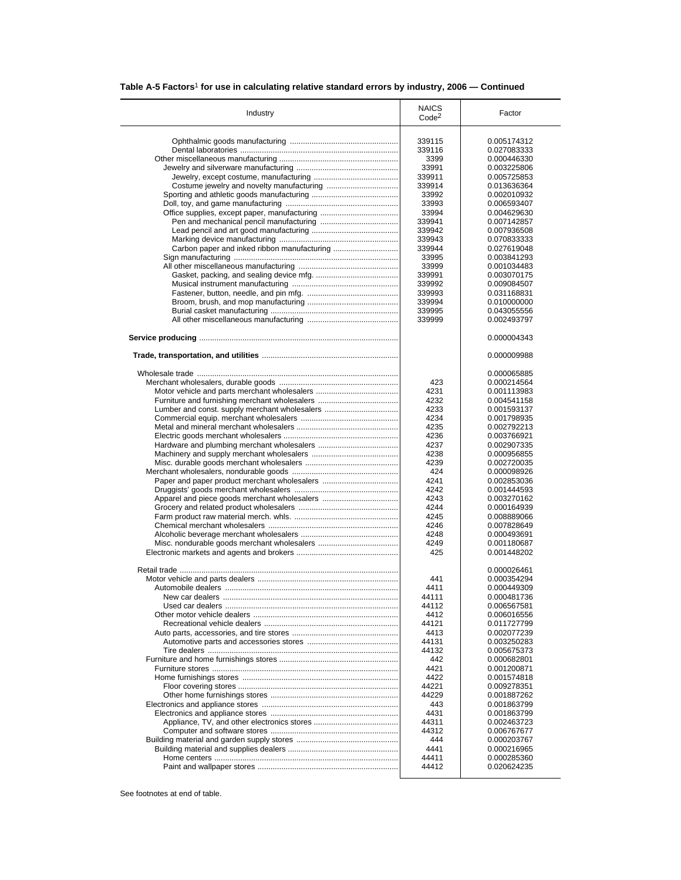**Table A-5 Factors[1] for use in calculating relative standard errors by industry, 2006 — Continued**

| Industry | NAICS Code[2] | Factor |
|---|---|---|
| Ophthalmic goods manufacturing | 339115 | 0.005174312 |
| Dental laboratories | 339116 | 0.027083333 |
| Other miscellaneous manufacturing | 3399 | 0.000446330 |
| Jewelry and silverware manufacturing | 33991 | 0.003225806 |
| Jewelry, except costume, manufacturing | 339911 | 0.005725853 |
| Costume jewelry and novelty manufacturing | 339914 | 0.013636364 |
| Sporting and athletic goods manufacturing | 33992 | 0.002010932 |
| Doll, toy, and game manufacturing | 33993 | 0.006593407 |
| Office supplies, except paper, manufacturing | 33994 | 0.004629630 |
| Pen and mechanical pencil manufacturing | 339941 | 0.007142857 |
| Lead pencil and art good manufacturing | 339942 | 0.007936508 |
| Marking device manufacturing | 339943 | 0.070833333 |
| Carbon paper and inked ribbon manufacturing | 339944 | 0.027619048 |
| Sign manufacturing | 33995 | 0.003841293 |
| All other miscellaneous manufacturing | 33999 | 0.001034483 |
| Gasket, packing, and sealing device mfg. | 339991 | 0.003070175 |
| Musical instrument manufacturing | 339992 | 0.009084507 |
| Fastener, button, needle, and pin mfg. | 339993 | 0.031168831 |
| Broom, brush, and mop manufacturing | 339994 | 0.010000000 |
| Burial casket manufacturing | 339995 | 0.043055556 |
| All other miscellaneous manufacturing | 339999 | 0.002493797 |
| **Service producing** | | 0.000004343 |
| **Trade, transportation, and utilities** | | 0.000009988 |
| Wholesale trade | | 0.000065885 |
| Merchant wholesalers, durable goods | 423 | 0.000214564 |
| Motor vehicle and parts merchant wholesalers | 4231 | 0.001113983 |
| Furniture and furnishing merchant wholesalers | 4232 | 0.004541158 |
| Lumber and const. supply merchant wholesalers | 4233 | 0.001593137 |
| Commercial equip. merchant wholesalers | 4234 | 0.001798935 |
| Metal and mineral merchant wholesalers | 4235 | 0.002792213 |
| Electric goods merchant wholesalers | 4236 | 0.003766921 |
| Hardware and plumbing merchant wholesalers | 4237 | 0.002907335 |
| Machinery and supply merchant wholesalers | 4238 | 0.000956855 |
| Misc. durable goods merchant wholesalers | 4239 | 0.002720035 |
| Merchant wholesalers, nondurable goods | 424 | 0.000098926 |
| Paper and paper product merchant wholesalers | 4241 | 0.002853036 |
| Druggists' goods merchant wholesalers | 4242 | 0.001444593 |
| Apparel and piece goods merchant wholesalers | 4243 | 0.003270162 |
| Grocery and related product wholesalers | 4244 | 0.000164939 |
| Farm product raw material merch. whls. | 4245 | 0.008889066 |
| Chemical merchant wholesalers | 4246 | 0.007828649 |
| Alcoholic beverage merchant wholesalers | 4248 | 0.000493691 |
| Misc. nondurable goods merchant wholesalers | 4249 | 0.001180687 |
| Electronic markets and agents and brokers | 425 | 0.001448202 |
| Retail trade | | 0.000026461 |
| Motor vehicle and parts dealers | 441 | 0.000354294 |
| Automobile dealers | 4411 | 0.000449309 |
| New car dealers | 44111 | 0.000481736 |
| Used car dealers | 44112 | 0.006567581 |
| Other motor vehicle dealers | 4412 | 0.006016556 |
| Recreational vehicle dealers | 44121 | 0.011727799 |
| Auto parts, accessories, and tire stores | 4413 | 0.002077239 |
| Automotive parts and accessories stores | 44131 | 0.003250283 |
| Tire dealers | 44132 | 0.005675373 |
| Furniture and home furnishings stores | 442 | 0.000682801 |
| Furniture stores | 4421 | 0.001200871 |
| Home furnishings stores | 4422 | 0.001574818 |
| Floor covering stores | 44221 | 0.009278351 |
| Other home furnishings stores | 44229 | 0.001887262 |
| Electronics and appliance stores | 443 | 0.001863799 |
| Electronics and appliance stores | 4431 | 0.001863799 |
| Appliance, TV, and other electronics stores | 44311 | 0.002463723 |
| Computer and software stores | 44312 | 0.006767677 |
| Building material and garden supply stores | 444 | 0.000203767 |
| Building material and supplies dealers | 4441 | 0.000216965 |
| Home centers | 44411 | 0.000285360 |
| Paint and wallpaper stores | 44412 | 0.020624235 |

See footnotes at end of table.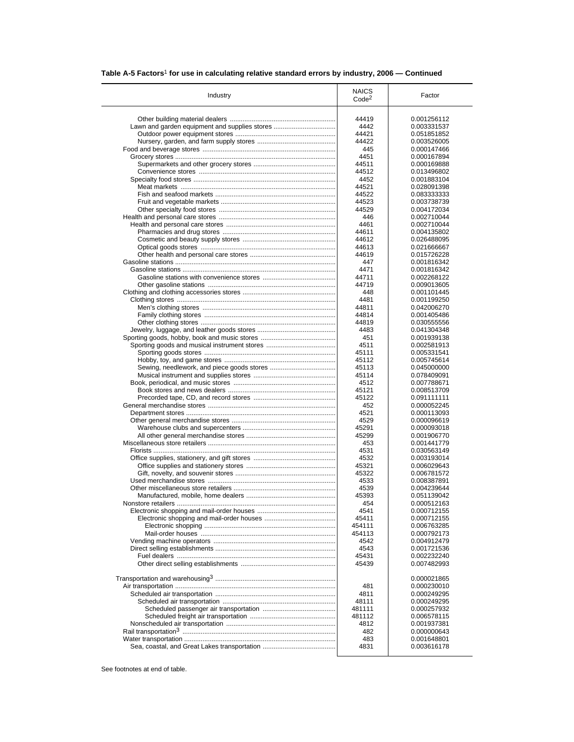**Table A-5 Factors[1] for use in calculating relative standard errors by industry, 2006 — Continued**

| Industry | NAICS Code[2] | Factor |
|---|---|---|
| Other building material dealers | 44419 | 0.001256112 |
| Lawn and garden equipment and supplies stores | 4442 | 0.003331537 |
| Outdoor power equipment stores | 44421 | 0.051851852 |
| Nursery, garden, and farm supply stores | 44422 | 0.003526005 |
| Food and beverage stores | 445 | 0.000147466 |
| Grocery stores | 4451 | 0.000167894 |
| Supermarkets and other grocery stores | 44511 | 0.000169888 |
| Convenience stores | 44512 | 0.013496802 |
| Specialty food stores | 4452 | 0.001883104 |
| Meat markets | 44521 | 0.028091398 |
| Fish and seafood markets | 44522 | 0.083333333 |
| Fruit and vegetable markets | 44523 | 0.003738739 |
| Other specialty food stores | 44529 | 0.004172034 |
| Health and personal care stores | 446 | 0.002710044 |
| Health and personal care stores | 4461 | 0.002710044 |
| Pharmacies and drug stores | 44611 | 0.004135802 |
| Cosmetic and beauty supply stores | 44612 | 0.026488095 |
| Optical goods stores | 44613 | 0.021666667 |
| Other health and personal care stores | 44619 | 0.015726228 |
| Gasoline stations | 447 | 0.001816342 |
| Gasoline stations | 4471 | 0.001816342 |
| Gasoline stations with convenience stores | 44711 | 0.002268122 |
| Other gasoline stations | 44719 | 0.009013605 |
| Clothing and clothing accessories stores | 448 | 0.001101445 |
| Clothing stores | 4481 | 0.001199250 |
| Men's clothing stores | 44811 | 0.042006270 |
| Family clothing stores | 44814 | 0.001405486 |
| Other clothing stores | 44819 | 0.030555556 |
| Jewelry, luggage, and leather goods stores | 4483 | 0.041304348 |
| Sporting goods, hobby, book and music stores | 451 | 0.001939138 |
| Sporting goods and musical instrument stores | 4511 | 0.002581913 |
| Sporting goods stores | 45111 | 0.005331541 |
| Hobby, toy, and game stores | 45112 | 0.005745614 |
| Sewing, needlework, and piece goods stores | 45113 | 0.045000000 |
| Musical instrument and supplies stores | 45114 | 0.078409091 |
| Book, periodical, and music stores | 4512 | 0.007788671 |
| Book stores and news dealers | 45121 | 0.008513709 |
| Precorded tape, CD, and record stores | 45122 | 0.091111111 |
| General merchandise stores | 452 | 0.000052245 |
| Department stores | 4521 | 0.000113093 |
| Other general merchandise stores | 4529 | 0.000096619 |
| Warehouse clubs and supercenters | 45291 | 0.000093018 |
| All other general merchandise stores | 45299 | 0.001906770 |
| Miscellaneous store retailers | 453 | 0.001441779 |
| Florists | 4531 | 0.030563149 |
| Office supplies, stationery, and gift stores | 4532 | 0.003193014 |
| Office supplies and stationery stores | 45321 | 0.006029643 |
| Gift, novelty, and souvenir stores | 45322 | 0.006781572 |
| Used merchandise stores | 4533 | 0.008387891 |
| Other miscellaneous store retailers | 4539 | 0.004239644 |
| Manufactured, mobile, home dealers | 45393 | 0.051139042 |
| Nonstore retailers | 454 | 0.000512163 |
| Electronic shopping and mail-order houses | 4541 | 0.000712155 |
| Electronic shopping and mail-order houses | 45411 | 0.000712155 |
| Electronic shopping | 454111 | 0.006763285 |
| Mail-order houses | 454113 | 0.000792173 |
| Vending machine operators | 4542 | 0.004912479 |
| Direct selling establishments | 4543 | 0.001721536 |
| Fuel dealers | 45431 | 0.002232240 |
| Other direct selling establishments | 45439 | 0.007482993 |
| | | |
| Transportation and warehousing[3] | | 0.000021865 |
| Air transportation | 481 | 0.000230010 |
| Scheduled air transportation | 4811 | 0.000249295 |
| Scheduled air transportation | 48111 | 0.000249295 |
| Scheduled passenger air transportation | 481111 | 0.000257932 |
| Scheduled freight air transportation | 481112 | 0.006578115 |
| Nonscheduled air transportation | 4812 | 0.001937381 |
| Rail transportation[3] | 482 | 0.000000643 |
| Water transportation | 483 | 0.001648801 |
| Sea, coastal, and Great Lakes transportation | 4831 | 0.003616178 |

See footnotes at end of table.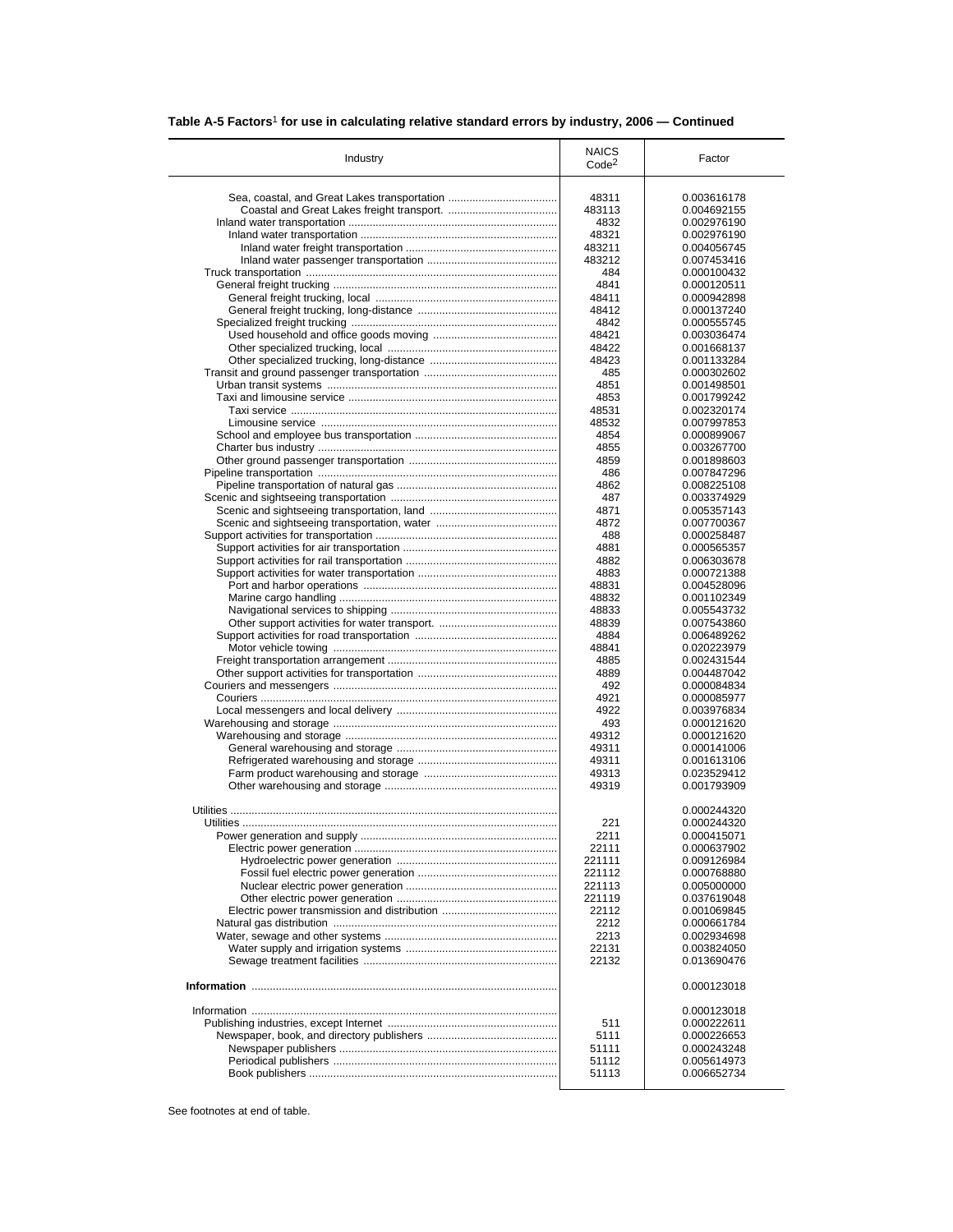## Table A-5 Factors[1] for use in calculating relative standard errors by industry, 2006 — Continued

| Industry | NAICS Code[2] | Factor |
|---|---|---|
| Sea, coastal, and Great Lakes transportation | 48311 | 0.003616178 |
| Coastal and Great Lakes freight transport. | 483113 | 0.004692155 |
| Inland water transportation | 4832 | 0.002976190 |
| Inland water transportation | 48321 | 0.002976190 |
| Inland water freight transportation | 483211 | 0.004056745 |
| Inland water passenger transportation | 483212 | 0.007453416 |
| Truck transportation | 484 | 0.000100432 |
| General freight trucking | 4841 | 0.000120511 |
| General freight trucking, local | 48411 | 0.000942898 |
| General freight trucking, long-distance | 48412 | 0.000137240 |
| Specialized freight trucking | 4842 | 0.000555745 |
| Used household and office goods moving | 48421 | 0.003036474 |
| Other specialized trucking, local | 48422 | 0.001668137 |
| Other specialized trucking, long-distance | 48423 | 0.001133284 |
| Transit and ground passenger transportation | 485 | 0.000302602 |
| Urban transit systems | 4851 | 0.001498501 |
| Taxi and limousine service | 4853 | 0.001799242 |
| Taxi service | 48531 | 0.002320174 |
| Limousine service | 48532 | 0.007997853 |
| School and employee bus transportation | 4854 | 0.000899067 |
| Charter bus industry | 4855 | 0.003267700 |
| Other ground passenger transportation | 4859 | 0.001898603 |
| Pipeline transportation | 486 | 0.007847296 |
| Pipeline transportation of natural gas | 4862 | 0.008225108 |
| Scenic and sightseeing transportation | 487 | 0.003374929 |
| Scenic and sightseeing transportation, land | 4871 | 0.005357143 |
| Scenic and sightseeing transportation, water | 4872 | 0.007700367 |
| Support activities for transportation | 488 | 0.000258487 |
| Support activities for air transportation | 4881 | 0.000565357 |
| Support activities for rail transportation | 4882 | 0.006303678 |
| Support activities for water transportation | 4883 | 0.000721388 |
| Port and harbor operations | 48831 | 0.004528096 |
| Marine cargo handling | 48832 | 0.001102349 |
| Navigational services to shipping | 48833 | 0.005543732 |
| Other support activities for water transport. | 48839 | 0.007543860 |
| Support activities for road transportation | 4884 | 0.006489262 |
| Motor vehicle towing | 48841 | 0.020223979 |
| Freight transportation arrangement | 4885 | 0.002431544 |
| Other support activities for transportation | 4889 | 0.004487042 |
| Couriers and messengers | 492 | 0.000084834 |
| Couriers | 4921 | 0.000085977 |
| Local messengers and local delivery | 4922 | 0.003976834 |
| Warehousing and storage | 493 | 0.000121620 |
| Warehousing and storage | 49312 | 0.000121620 |
| General warehousing and storage | 49311 | 0.000141006 |
| Refrigerated warehousing and storage | 49311 | 0.001613106 |
| Farm product warehousing and storage | 49313 | 0.023529412 |
| Other warehousing and storage | 49319 | 0.001793909 |
| Utilities | | 0.000244320 |
| Utilities | 221 | 0.000244320 |
| Power generation and supply | 2211 | 0.000415071 |
| Electric power generation | 22111 | 0.000637902 |
| Hydroelectric power generation | 221111 | 0.009126984 |
| Fossil fuel electric power generation | 221112 | 0.000768880 |
| Nuclear electric power generation | 221113 | 0.005000000 |
| Other electric power generation | 221119 | 0.037619048 |
| Electric power transmission and distribution | 22112 | 0.001069845 |
| Natural gas distribution | 2212 | 0.000661784 |
| Water, sewage and other systems | 2213 | 0.002934698 |
| Water supply and irrigation systems | 22131 | 0.003824050 |
| Sewage treatment facilities | 22132 | 0.013690476 |
| **Information** | | 0.000123018 |
| Information | | 0.000123018 |
| Publishing industries, except Internet | 511 | 0.000222611 |
| Newspaper, book, and directory publishers | 5111 | 0.000226653 |
| Newspaper publishers | 51111 | 0.000243248 |
| Periodical publishers | 51112 | 0.005614973 |
| Book publishers | 51113 | 0.006652734 |

See footnotes at end of table.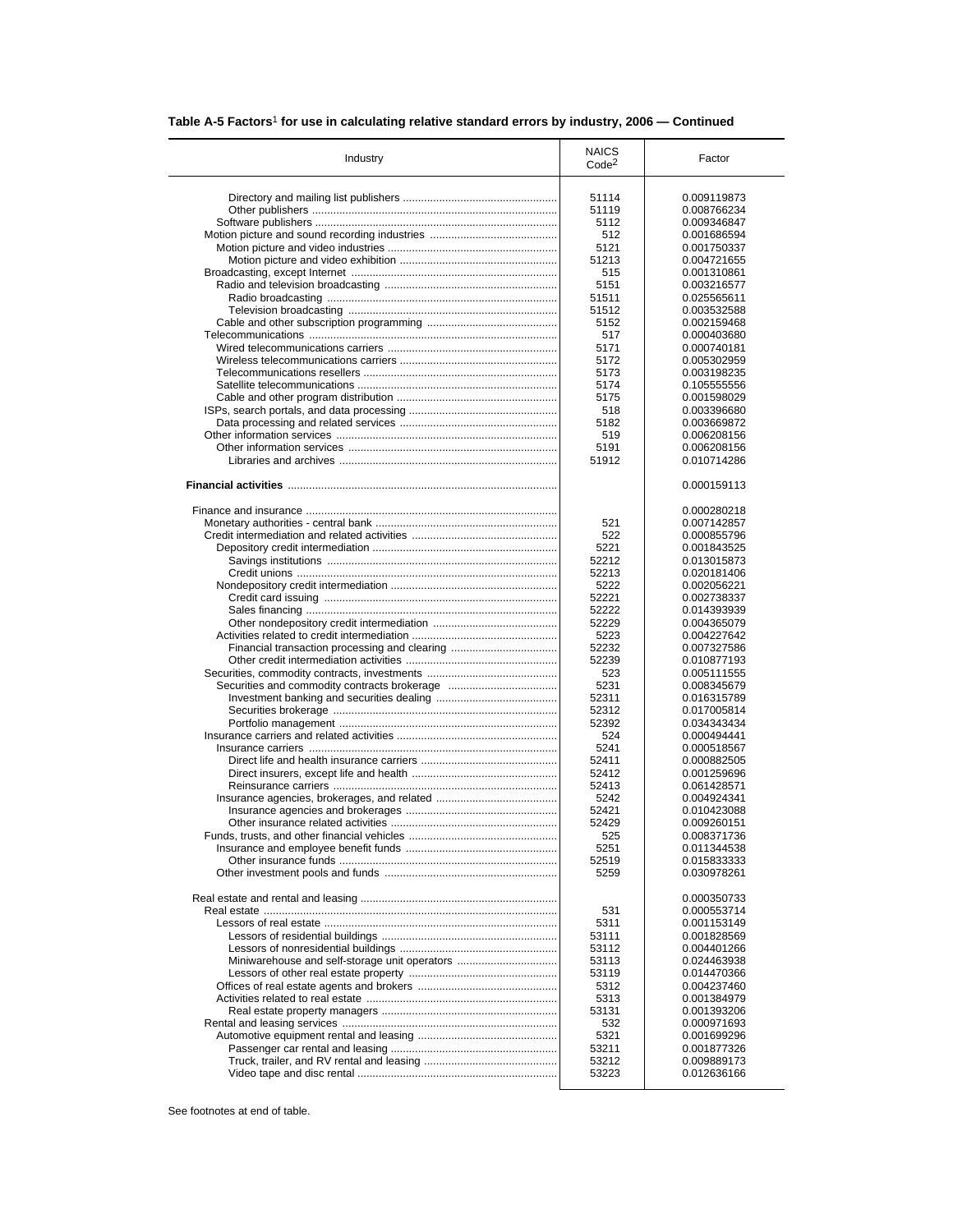**Table A-5 Factors[1] for use in calculating relative standard errors by industry, 2006 — Continued**

| Industry | NAICS Code[2] | Factor |
|---|---|---|
| Directory and mailing list publishers | 51114 | 0.009119873 |
| Other publishers | 51119 | 0.008766234 |
| Software publishers | 5112 | 0.009346847 |
| Motion picture and sound recording industries | 512 | 0.001686594 |
| Motion picture and video industries | 5121 | 0.001750337 |
| Motion picture and video exhibition | 51213 | 0.004721655 |
| Broadcasting, except Internet | 515 | 0.001310861 |
| Radio and television broadcasting | 5151 | 0.003216577 |
| Radio broadcasting | 51511 | 0.025565611 |
| Television broadcasting | 51512 | 0.003532588 |
| Cable and other subscription programming | 5152 | 0.002159468 |
| Telecommunications | 517 | 0.000403680 |
| Wired telecommunications carriers | 5171 | 0.000740181 |
| Wireless telecommunications carriers | 5172 | 0.005302959 |
| Telecommunications resellers | 5173 | 0.003198235 |
| Satellite telecommunications | 5174 | 0.105555556 |
| Cable and other program distribution | 5175 | 0.001598029 |
| ISPs, search portals, and data processing | 518 | 0.003396680 |
| Data processing and related services | 5182 | 0.003669872 |
| Other information services | 519 | 0.006208156 |
| Other information services | 5191 | 0.006208156 |
| Libraries and archives | 51912 | 0.010714286 |
| **Financial activities** | | 0.000159113 |
| Finance and insurance | | 0.000280218 |
| Monetary authorities - central bank | 521 | 0.007142857 |
| Credit intermediation and related activities | 522 | 0.000855796 |
| Depository credit intermediation | 5221 | 0.001843525 |
| Savings institutions | 52212 | 0.013015873 |
| Credit unions | 52213 | 0.020181406 |
| Nondepository credit intermediation | 5222 | 0.002056221 |
| Credit card issuing | 52221 | 0.002738337 |
| Sales financing | 52222 | 0.014393939 |
| Other nondepository credit intermediation | 52229 | 0.004365079 |
| Activities related to credit intermediation | 5223 | 0.004227642 |
| Financial transaction processing and clearing | 52232 | 0.007327586 |
| Other credit intermediation activities | 52239 | 0.010877193 |
| Securities, commodity contracts, investments | 523 | 0.005111555 |
| Securities and commodity contracts brokerage | 5231 | 0.008345679 |
| Investment banking and securities dealing | 52311 | 0.016315789 |
| Securities brokerage | 52312 | 0.017005814 |
| Portfolio management | 52392 | 0.034343434 |
| Insurance carriers and related activities | 524 | 0.000494441 |
| Insurance carriers | 5241 | 0.000518567 |
| Direct life and health insurance carriers | 52411 | 0.000882505 |
| Direct insurers, except life and health | 52412 | 0.001259696 |
| Reinsurance carriers | 52413 | 0.061428571 |
| Insurance agencies, brokerages, and related | 5242 | 0.004924341 |
| Insurance agencies and brokerages | 52421 | 0.010423088 |
| Other insurance related activities | 52429 | 0.009260151 |
| Funds, trusts, and other financial vehicles | 525 | 0.008371736 |
| Insurance and employee benefit funds | 5251 | 0.011344538 |
| Other insurance funds | 52519 | 0.015833333 |
| Other investment pools and funds | 5259 | 0.030978261 |
| Real estate and rental and leasing | | 0.000350733 |
| Real estate | 531 | 0.000553714 |
| Lessors of real estate | 5311 | 0.001153149 |
| Lessors of residential buildings | 53111 | 0.001828569 |
| Lessors of nonresidential buildings | 53112 | 0.004401266 |
| Miniwarehouse and self-storage unit operators | 53113 | 0.024463938 |
| Lessors of other real estate property | 53119 | 0.014470366 |
| Offices of real estate agents and brokers | 5312 | 0.004237460 |
| Activities related to real estate | 5313 | 0.001384979 |
| Real estate property managers | 53131 | 0.001393206 |
| Rental and leasing services | 532 | 0.000971693 |
| Automotive equipment rental and leasing | 5321 | 0.001699296 |
| Passenger car rental and leasing | 53211 | 0.001877326 |
| Truck, trailer, and RV rental and leasing | 53212 | 0.009889173 |
| Video tape and disc rental | 53223 | 0.012636166 |

See footnotes at end of table.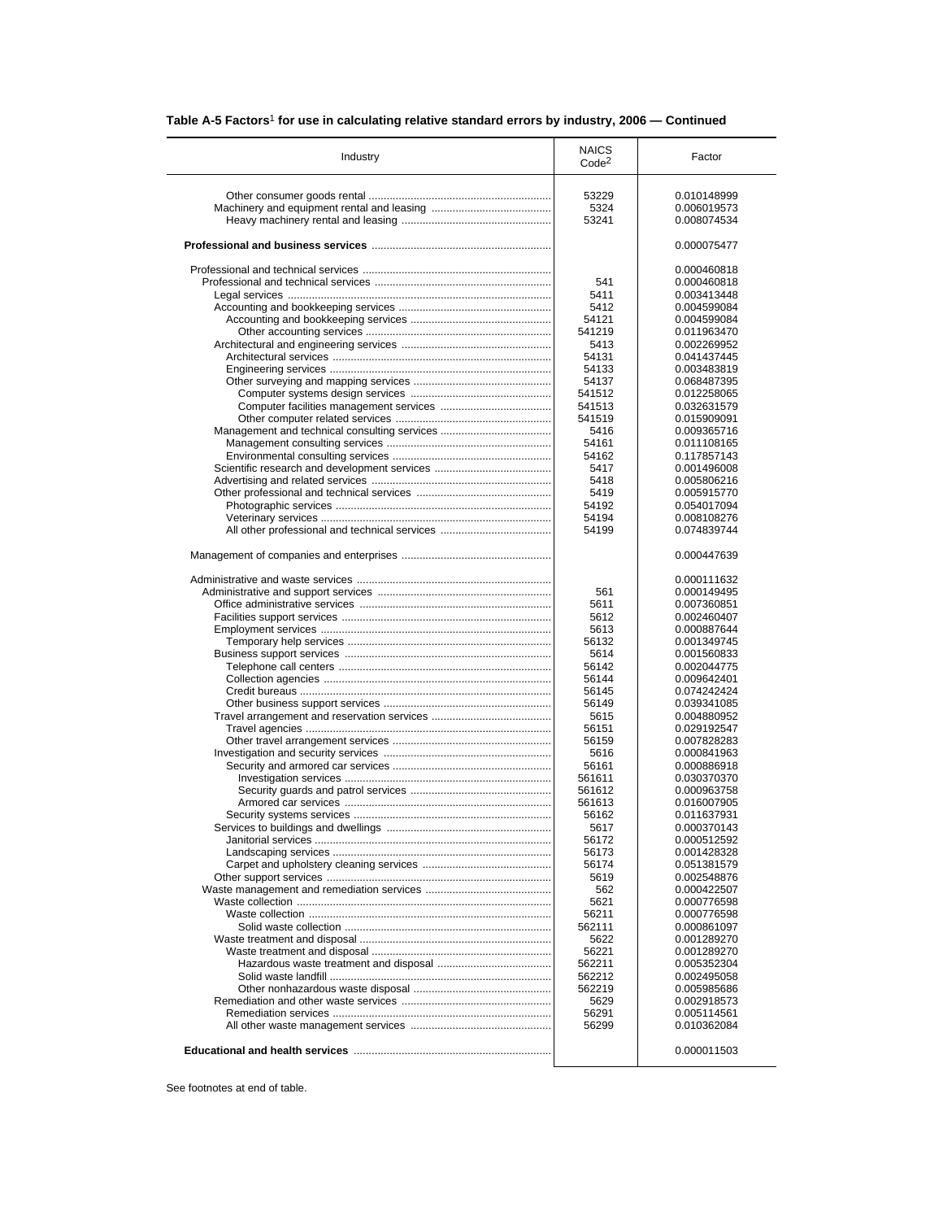**Table A-5 Factors[1] for use in calculating relative standard errors by industry, 2006 — Continued**

| Industry | NAICS Code[2] | Factor |
|---|---|---|
| Other consumer goods rental | 53229 | 0.010148999 |
| Machinery and equipment rental and leasing | 5324 | 0.006019573 |
| Heavy machinery rental and leasing | 53241 | 0.008074534 |
| **Professional and business services** | | 0.000075477 |
| Professional and technical services | | 0.000460818 |
| Professional and technical services | 541 | 0.000460818 |
| Legal services | 5411 | 0.003413448 |
| Accounting and bookkeeping services | 5412 | 0.004599084 |
| Accounting and bookkeeping services | 54121 | 0.004599084 |
| Other accounting services | 541219 | 0.011963470 |
| Architectural and engineering services | 5413 | 0.002269952 |
| Architectural services | 54131 | 0.041437445 |
| Engineering services | 54133 | 0.003483819 |
| Other surveying and mapping services | 54137 | 0.068487395 |
| Computer systems design services | 541512 | 0.012258065 |
| Computer facilities management services | 541513 | 0.032631579 |
| Other computer related services | 541519 | 0.015909091 |
| Management and technical consulting services | 5416 | 0.009365716 |
| Management consulting services | 54161 | 0.011108165 |
| Environmental consulting services | 54162 | 0.117857143 |
| Scientific research and development services | 5417 | 0.001496008 |
| Advertising and related services | 5418 | 0.005806216 |
| Other professional and technical services | 5419 | 0.005915770 |
| Photographic services | 54192 | 0.054017094 |
| Veterinary services | 54194 | 0.008108276 |
| All other professional and technical services | 54199 | 0.074839744 |
| Management of companies and enterprises | | 0.000447639 |
| Administrative and waste services | | 0.000111632 |
| Administrative and support services | 561 | 0.000149495 |
| Office administrative services | 5611 | 0.007360851 |
| Facilities support services | 5612 | 0.002460407 |
| Employment services | 5613 | 0.000887644 |
| Temporary help services | 56132 | 0.001349745 |
| Business support services | 5614 | 0.001560833 |
| Telephone call centers | 56142 | 0.002044775 |
| Collection agencies | 56144 | 0.009642401 |
| Credit bureaus | 56145 | 0.074242424 |
| Other business support services | 56149 | 0.039341085 |
| Travel arrangement and reservation services | 5615 | 0.004880952 |
| Travel agencies | 56151 | 0.029192547 |
| Other travel arrangement services | 56159 | 0.007828283 |
| Investigation and security services | 5616 | 0.000841963 |
| Security and armored car services | 56161 | 0.000886918 |
| Investigation services | 561611 | 0.030370370 |
| Security guards and patrol services | 561612 | 0.000963758 |
| Armored car services | 561613 | 0.016007905 |
| Security systems services | 56162 | 0.011637931 |
| Services to buildings and dwellings | 5617 | 0.000370143 |
| Janitorial services | 56172 | 0.000512592 |
| Landscaping services | 56173 | 0.001428328 |
| Carpet and upholstery cleaning services | 56174 | 0.051381579 |
| Other support services | 5619 | 0.002548876 |
| Waste management and remediation services | 562 | 0.000422507 |
| Waste collection | 5621 | 0.000776598 |
| Waste collection | 56211 | 0.000776598 |
| Solid waste collection | 562111 | 0.000861097 |
| Waste treatment and disposal | 5622 | 0.001289270 |
| Waste treatment and disposal | 56221 | 0.001289270 |
| Hazardous waste treatment and disposal | 562211 | 0.005352304 |
| Solid waste landfill | 562212 | 0.002495058 |
| Other nonhazardous waste disposal | 562219 | 0.005985686 |
| Remediation and other waste services | 5629 | 0.002918573 |
| Remediation services | 56291 | 0.005114561 |
| All other waste management services | 56299 | 0.010362084 |
| **Educational and health services** | | 0.000011503 |

See footnotes at end of table.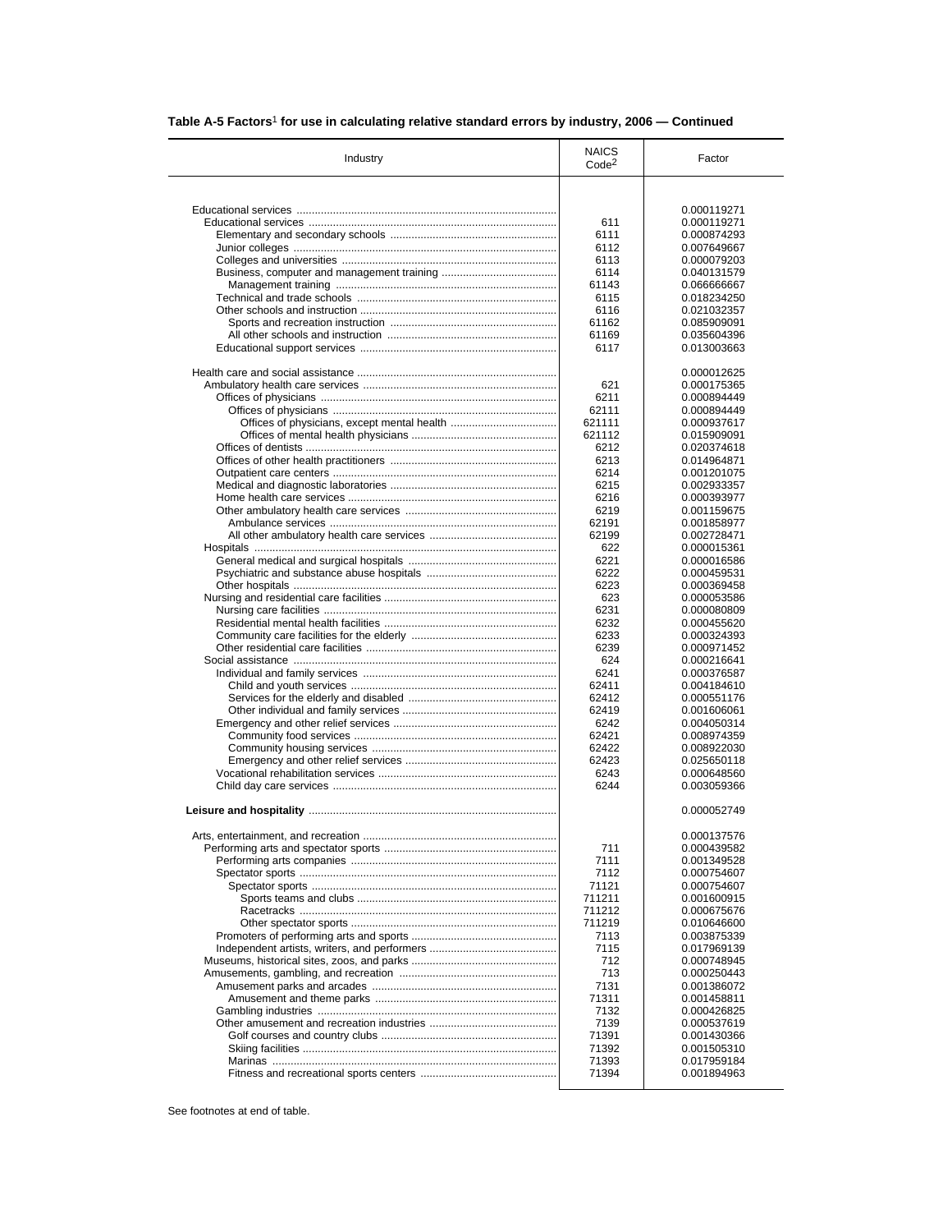### Table A-5 Factors[1] for use in calculating relative standard errors by industry, 2006 — Continued

| Industry | NAICS Code[2] | Factor |
|---|---|---|
| Educational services | | 0.000119271 |
| Educational services | 611 | 0.000119271 |
| Elementary and secondary schools | 6111 | 0.000874293 |
| Junior colleges | 6112 | 0.007649667 |
| Colleges and universities | 6113 | 0.000079203 |
| Business, computer and management training | 6114 | 0.040131579 |
| Management training | 61143 | 0.066666667 |
| Technical and trade schools | 6115 | 0.018234250 |
| Other schools and instruction | 6116 | 0.021032357 |
| Sports and recreation instruction | 61162 | 0.085909091 |
| All other schools and instruction | 61169 | 0.035604396 |
| Educational support services | 6117 | 0.013003663 |
| Health care and social assistance | | 0.000012625 |
| Ambulatory health care services | 621 | 0.000175365 |
| Offices of physicians | 6211 | 0.000894449 |
| Offices of physicians | 62111 | 0.000894449 |
| Offices of physicians, except mental health | 621111 | 0.000937617 |
| Offices of mental health physicians | 621112 | 0.015909091 |
| Offices of dentists | 6212 | 0.020374618 |
| Offices of other health practitioners | 6213 | 0.014964871 |
| Outpatient care centers | 6214 | 0.001201075 |
| Medical and diagnostic laboratories | 6215 | 0.002933357 |
| Home health care services | 6216 | 0.000393977 |
| Other ambulatory health care services | 6219 | 0.001159675 |
| Ambulance services | 62191 | 0.001858977 |
| All other ambulatory health care services | 62199 | 0.002728471 |
| Hospitals | 622 | 0.000015361 |
| General medical and surgical hospitals | 6221 | 0.000016586 |
| Psychiatric and substance abuse hospitals | 6222 | 0.000459531 |
| Other hospitals | 6223 | 0.000369458 |
| Nursing and residential care facilities | 623 | 0.000053586 |
| Nursing care facilities | 6231 | 0.000080809 |
| Residential mental health facilities | 6232 | 0.000455620 |
| Community care facilities for the elderly | 6233 | 0.000324393 |
| Other residential care facilities | 6239 | 0.000971452 |
| Social assistance | 624 | 0.000216641 |
| Individual and family services | 6241 | 0.000376587 |
| Child and youth services | 62411 | 0.004184610 |
| Services for the elderly and disabled | 62412 | 0.000551176 |
| Other individual and family services | 62419 | 0.001606061 |
| Emergency and other relief services | 6242 | 0.004050314 |
| Community food services | 62421 | 0.008974359 |
| Community housing services | 62422 | 0.008922030 |
| Emergency and other relief services | 62423 | 0.025650118 |
| Vocational rehabilitation services | 6243 | 0.000648560 |
| Child day care services | 6244 | 0.003059366 |
| **Leisure and hospitality** | | 0.000052749 |
| Arts, entertainment, and recreation | | 0.000137576 |
| Performing arts and spectator sports | 711 | 0.000439582 |
| Performing arts companies | 7111 | 0.001349528 |
| Spectator sports | 7112 | 0.000754607 |
| Spectator sports | 71121 | 0.000754607 |
| Sports teams and clubs | 711211 | 0.001600915 |
| Racetracks | 711212 | 0.000675676 |
| Other spectator sports | 711219 | 0.010646600 |
| Promoters of performing arts and sports | 7113 | 0.003875339 |
| Independent artists, writers, and performers | 7115 | 0.017969139 |
| Museums, historical sites, zoos, and parks | 712 | 0.000748945 |
| Amusements, gambling, and recreation | 713 | 0.000250443 |
| Amusement parks and arcades | 7131 | 0.001386072 |
| Amusement and theme parks | 71311 | 0.001458811 |
| Gambling industries | 7132 | 0.000426825 |
| Other amusement and recreation industries | 7139 | 0.000537619 |
| Golf courses and country clubs | 71391 | 0.001430366 |
| Skiing facilities | 71392 | 0.001505310 |
| Marinas | 71393 | 0.017959184 |
| Fitness and recreational sports centers | 71394 | 0.001894963 |

See footnotes at end of table.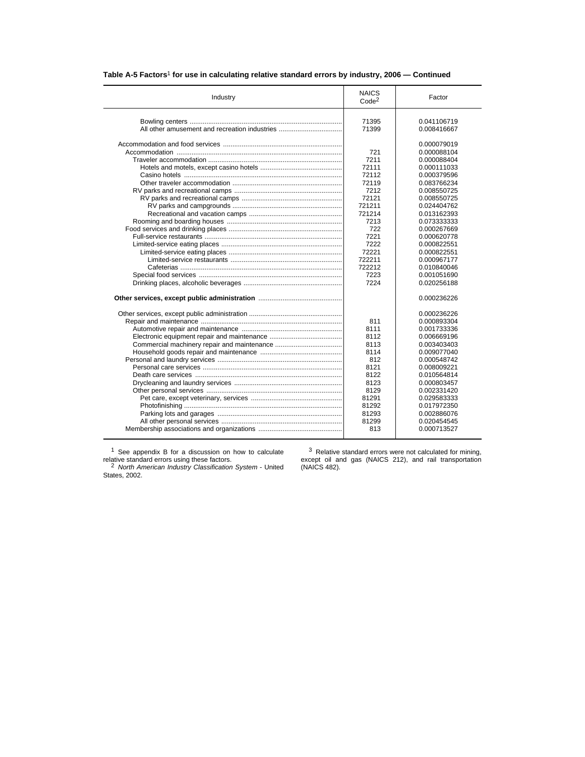**Table A-5 Factors[1] for use in calculating relative standard errors by industry, 2006 — Continued**

| Industry | NAICS Code[2] | Factor |
|---|---|---|
| Bowling centers | 71395 | 0.041106719 |
| All other amusement and recreation industries | 71399 | 0.008416667 |
| Accommodation and food services | | 0.000079019 |
| Accommodation | 721 | 0.000088104 |
| Traveler accommodation | 7211 | 0.000088404 |
| Hotels and motels, except casino hotels | 72111 | 0.000111033 |
| Casino hotels | 72112 | 0.000379596 |
| Other traveler accommodation | 72119 | 0.083766234 |
| RV parks and recreational camps | 7212 | 0.008550725 |
| RV parks and recreational camps | 72121 | 0.008550725 |
| RV parks and campgrounds | 721211 | 0.024404762 |
| Recreational and vacation camps | 721214 | 0.013162393 |
| Rooming and boarding houses | 7213 | 0.073333333 |
| Food services and drinking places | 722 | 0.000267669 |
| Full-service restaurants | 7221 | 0.000620778 |
| Limited-service eating places | 7222 | 0.000822551 |
| Limited-service eating places | 72221 | 0.000822551 |
| Limited-service restaurants | 722211 | 0.000967177 |
| Cafeterias | 722212 | 0.010840046 |
| Special food services | 7223 | 0.001051690 |
| Drinking places, alcoholic beverages | 7224 | 0.020256188 |
| **Other services, except public administration** | | 0.000236226 |
| Other services, except public administration | | 0.000236226 |
| Repair and maintenance | 811 | 0.000893304 |
| Automotive repair and maintenance | 8111 | 0.001733336 |
| Electronic equipment repair and maintenance | 8112 | 0.006669196 |
| Commercial machinery repair and maintenance | 8113 | 0.003403403 |
| Household goods repair and maintenance | 8114 | 0.009077040 |
| Personal and laundry services | 812 | 0.000548742 |
| Personal care services | 8121 | 0.008009221 |
| Death care services | 8122 | 0.010564814 |
| Drycleaning and laundry services | 8123 | 0.000803457 |
| Other personal services | 8129 | 0.002331420 |
| Pet care, except veterinary, services | 81291 | 0.029583333 |
| Photofinishing | 81292 | 0.017972350 |
| Parking lots and garages | 81293 | 0.002886076 |
| All other personal services | 81299 | 0.020454545 |
| Membership associations and organizations | 813 | 0.000713527 |

[1] See appendix B for a discussion on how to calculate relative standard errors using these factors.

[2] *North American Industry Classification System* - United States, 2002.

[3] Relative standard errors were not calculated for mining, except oil and gas (NAICS 212), and rail transportation (NAICS 482).